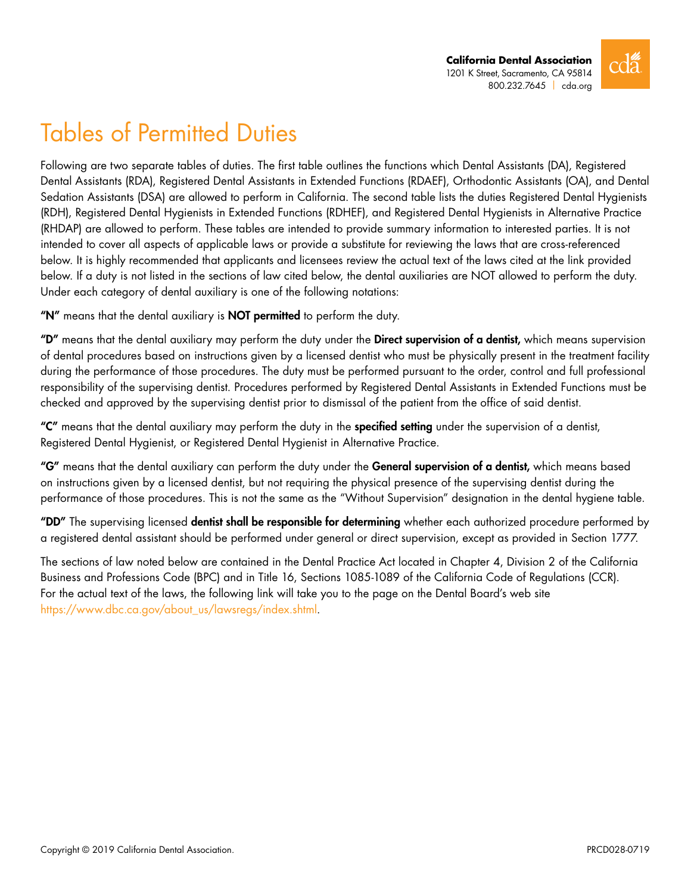**California Dental Association**
1201 K Street, Sacramento, CA 95814
800.232.7645 | cda.org

# Tables of Permitted Duties

Following are two separate tables of duties. The first table outlines the functions which Dental Assistants (DA), Registered Dental Assistants (RDA), Registered Dental Assistants in Extended Functions (RDAEF), Orthodontic Assistants (OA), and Dental Sedation Assistants (DSA) are allowed to perform in California. The second table lists the duties Registered Dental Hygienists (RDH), Registered Dental Hygienists in Extended Functions (RDHEF), and Registered Dental Hygienists in Alternative Practice (RHDAP) are allowed to perform. These tables are intended to provide summary information to interested parties. It is not intended to cover all aspects of applicable laws or provide a substitute for reviewing the laws that are cross-referenced below. It is highly recommended that applicants and licensees review the actual text of the laws cited at the link provided below. If a duty is not listed in the sections of law cited below, the dental auxiliaries are NOT allowed to perform the duty. Under each category of dental auxiliary is one of the following notations:

**"N"** means that the dental auxiliary is **NOT permitted** to perform the duty.

**"D"** means that the dental auxiliary may perform the duty under the **Direct supervision of a dentist,** which means supervision of dental procedures based on instructions given by a licensed dentist who must be physically present in the treatment facility during the performance of those procedures. The duty must be performed pursuant to the order, control and full professional responsibility of the supervising dentist. Procedures performed by Registered Dental Assistants in Extended Functions must be checked and approved by the supervising dentist prior to dismissal of the patient from the office of said dentist.

**"C"** means that the dental auxiliary may perform the duty in the **specified setting** under the supervision of a dentist, Registered Dental Hygienist, or Registered Dental Hygienist in Alternative Practice.

**"G"** means that the dental auxiliary can perform the duty under the **General supervision of a dentist,** which means based on instructions given by a licensed dentist, but not requiring the physical presence of the supervising dentist during the performance of those procedures. This is not the same as the "Without Supervision" designation in the dental hygiene table.

**"DD"** The supervising licensed **dentist shall be responsible for determining** whether each authorized procedure performed by a registered dental assistant should be performed under general or direct supervision, except as provided in Section 1777.

The sections of law noted below are contained in the Dental Practice Act located in Chapter 4, Division 2 of the California Business and Professions Code (BPC) and in Title 16, Sections 1085-1089 of the California Code of Regulations (CCR). For the actual text of the laws, the following link will take you to the page on the Dental Board's web site https://www.dbc.ca.gov/about_us/lawsregs/index.shtml.

Copyright © 2019 California Dental Association. PRCD028-0719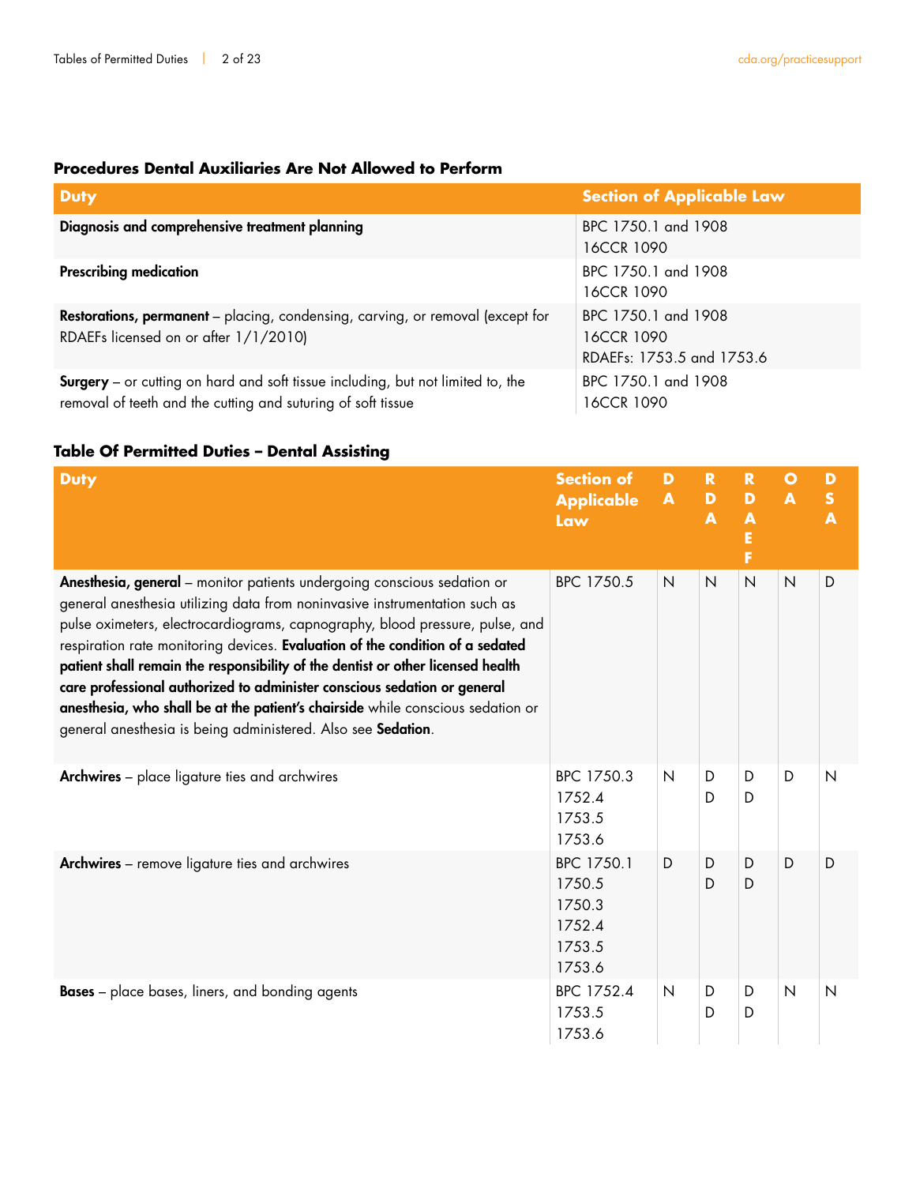### Procedures Dental Auxiliaries Are Not Allowed to Perform

| Duty | Section of Applicable Law |
| --- | --- |
| **Diagnosis and comprehensive treatment planning** | BPC 1750.1 and 1908<br>16CCR 1090 |
| **Prescribing medication** | BPC 1750.1 and 1908<br>16CCR 1090 |
| **Restorations, permanent** – placing, condensing, carving, or removal (except for RDAEFs licensed on or after 1/1/2010) | BPC 1750.1 and 1908<br>16CCR 1090<br>RDAEFs: 1753.5 and 1753.6 |
| **Surgery** – or cutting on hard and soft tissue including, but not limited to, the removal of teeth and the cutting and suturing of soft tissue | BPC 1750.1 and 1908<br>16CCR 1090 |

### Table Of Permitted Duties – Dental Assisting

| Duty | Section of Applicable Law | DA | RDA | RDAEF | OA | DSA |
| --- | --- | --- | --- | --- | --- | --- |
| **Anesthesia, general** – monitor patients undergoing conscious sedation or general anesthesia utilizing data from noninvasive instrumentation such as pulse oximeters, electrocardiograms, capnography, blood pressure, pulse, and respiration rate monitoring devices. **Evaluation of the condition of a sedated patient shall remain the responsibility of the dentist or other licensed health care professional authorized to administer conscious sedation or general anesthesia, who shall be at the patient's chairside** while conscious sedation or general anesthesia is being administered. Also see **Sedation**. | BPC 1750.5 | N | N | N | N | D |
| **Archwires** – place ligature ties and archwires | BPC 1750.3<br>1752.4<br>1753.5<br>1753.6 | N | D<br>D | D<br>D | D | N |
| **Archwires** – remove ligature ties and archwires | BPC 1750.1<br>1750.5<br>1750.3<br>1752.4<br>1753.5<br>1753.6 | D | D<br>D | D<br>D | D | D |
| **Bases** – place bases, liners, and bonding agents | BPC 1752.4<br>1753.5<br>1753.6 | N | D<br>D | D<br>D | N | N |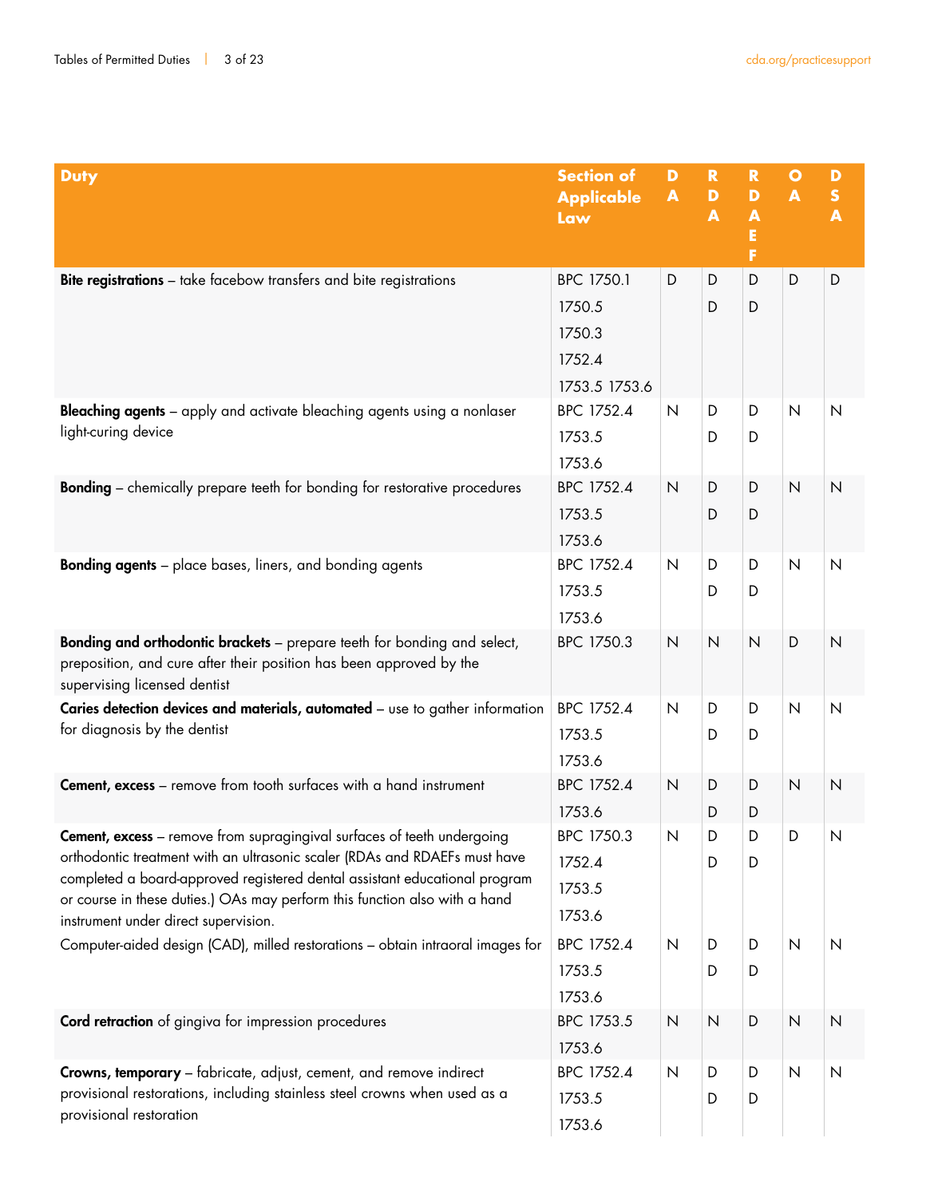| Duty | Section of Applicable Law | DA | RDA | RDAEF | OA | DSA |
|---|---|---|---|---|---|---|
| **Bite registrations** – take facebow transfers and bite registrations | BPC 1750.1<br>1750.5<br>1750.3<br>1752.4<br>1753.5 1753.6 | D | D<br>D | D<br>D | D | D |
| **Bleaching agents** – apply and activate bleaching agents using a nonlaser light-curing device | BPC 1752.4<br>1753.5<br>1753.6 | N | D<br>D | D<br>D | N | N |
| **Bonding** – chemically prepare teeth for bonding for restorative procedures | BPC 1752.4<br>1753.5<br>1753.6 | N | D<br>D | D<br>D | N | N |
| **Bonding agents** – place bases, liners, and bonding agents | BPC 1752.4<br>1753.5<br>1753.6 | N | D<br>D | D<br>D | N | N |
| **Bonding and orthodontic brackets** – prepare teeth for bonding and select, preposition, and cure after their position has been approved by the supervising licensed dentist | BPC 1750.3 | N | N | N | D | N |
| **Caries detection devices and materials, automated** – use to gather information for diagnosis by the dentist | BPC 1752.4<br>1753.5<br>1753.6 | N | D<br>D | D<br>D | N | N |
| **Cement, excess** – remove from tooth surfaces with a hand instrument | BPC 1752.4<br>1753.6 | N | D<br>D | D<br>D | N | N |
| **Cement, excess** – remove from supragingival surfaces of teeth undergoing orthodontic treatment with an ultrasonic scaler (RDAs and RDAEFs must have completed a board-approved registered dental assistant educational program or course in these duties.) OAs may perform this function also with a hand instrument under direct supervision. | BPC 1750.3<br>1752.4<br>1753.5<br>1753.6 | N | D<br>D | D<br>D | D | N |
| Computer-aided design (CAD), milled restorations – obtain intraoral images for | BPC 1752.4<br>1753.5<br>1753.6 | N | D<br>D | D<br>D | N | N |
| **Cord retraction** of gingiva for impression procedures | BPC 1753.5<br>1753.6 | N | N | D | N | N |
| **Crowns, temporary** – fabricate, adjust, cement, and remove indirect provisional restorations, including stainless steel crowns when used as a provisional restoration | BPC 1752.4<br>1753.5<br>1753.6 | N | D<br>D | D<br>D | N | N |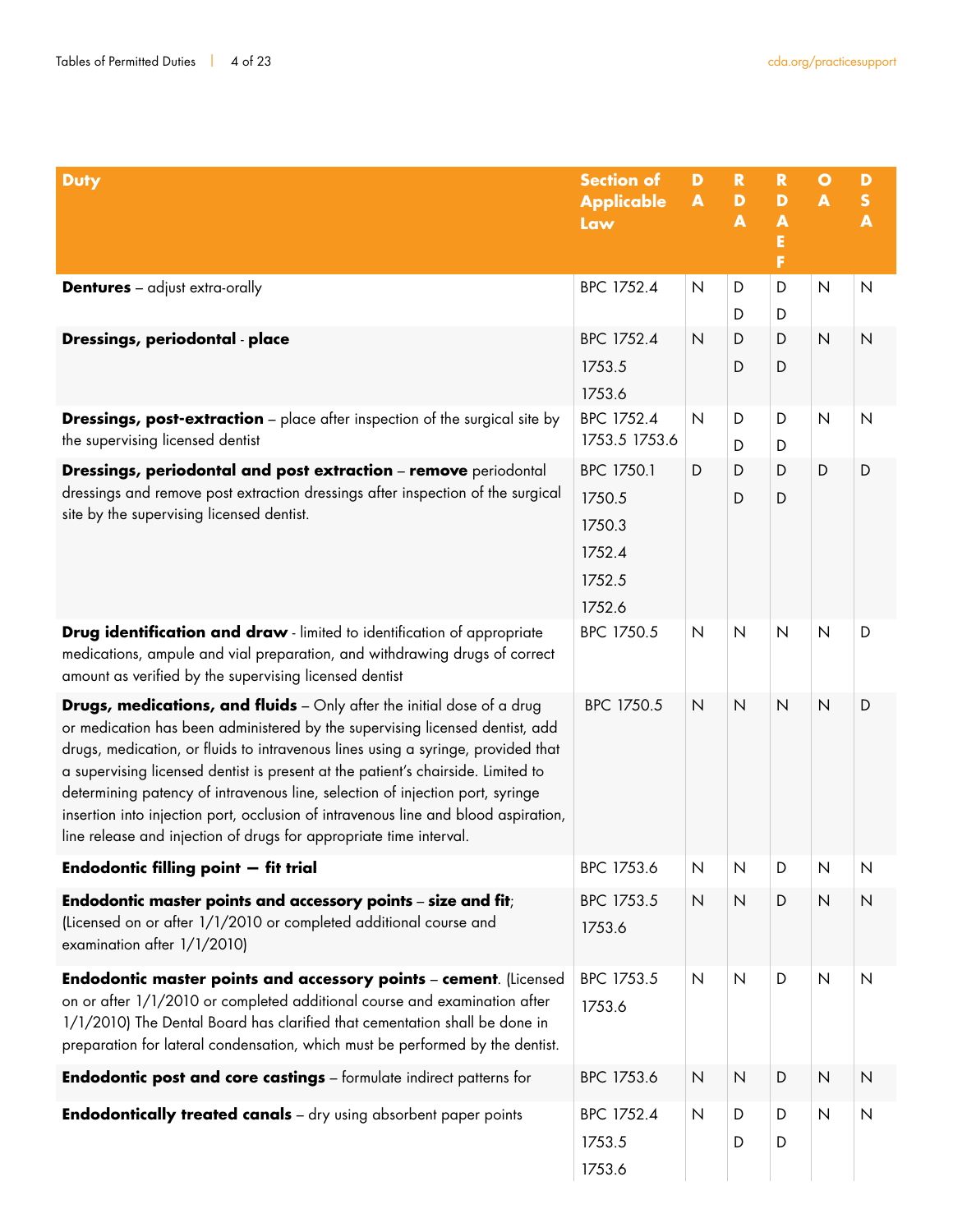| **Duty** | **Section of Applicable Law** | **DA** | **RDA** | **RDAEF** | **OA** | **DSA** |
|---|---|---|---|---|---|---|
| **Dentures** – adjust extra-orally | BPC 1752.4 | N | D D | D D | N | N |
| **Dressings, periodontal** - **place** | BPC 1752.4 1753.5 1753.6 | N | D D | D D | N | N |
| **Dressings, post-extraction** – place after inspection of the surgical site by the supervising licensed dentist | BPC 1752.4 1753.5 1753.6 | N | D D | D D | N | N |
| **Dressings, periodontal and post extraction** – **remove** periodontal dressings and remove post extraction dressings after inspection of the surgical site by the supervising licensed dentist. | BPC 1750.1 1750.5 1750.3 1752.4 1752.5 1752.6 | D | D D | D D | D | D |
| **Drug identification and draw** - limited to identification of appropriate medications, ampule and vial preparation, and withdrawing drugs of correct amount as verified by the supervising licensed dentist | BPC 1750.5 | N | N | N | N | D |
| **Drugs, medications, and fluids** – Only after the initial dose of a drug or medication has been administered by the supervising licensed dentist, add drugs, medication, or fluids to intravenous lines using a syringe, provided that a supervising licensed dentist is present at the patient's chairside. Limited to determining patency of intravenous line, selection of injection port, syringe insertion into injection port, occlusion of intravenous line and blood aspiration, line release and injection of drugs for appropriate time interval. | BPC 1750.5 | N | N | N | N | D |
| **Endodontic filling point — fit trial** | BPC 1753.6 | N | N | D | N | N |
| **Endodontic master points and accessory points** – **size and fit**; (Licensed on or after 1/1/2010 or completed additional course and examination after 1/1/2010) | BPC 1753.5 1753.6 | N | N | D | N | N |
| **Endodontic master points and accessory points** – **cement**. (Licensed on or after 1/1/2010 or completed additional course and examination after 1/1/2010) The Dental Board has clarified that cementation shall be done in preparation for lateral condensation, which must be performed by the dentist. | BPC 1753.5 1753.6 | N | N | D | N | N |
| **Endodontic post and core castings** – formulate indirect patterns for | BPC 1753.6 | N | N | D | N | N |
| **Endodontically treated canals** – dry using absorbent paper points | BPC 1752.4 1753.5 1753.6 | N | D D | D D | N | N |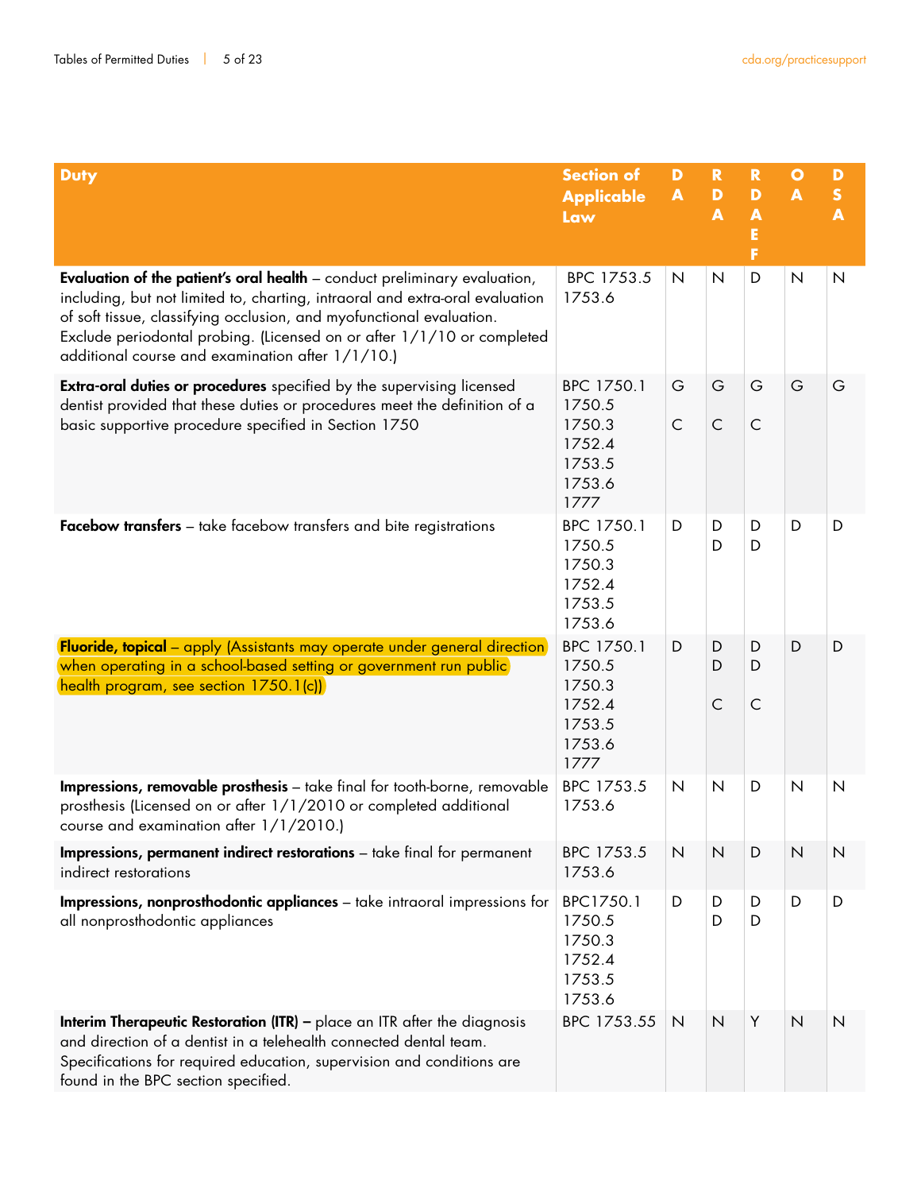| Duty | Section of Applicable Law | DA | RDA | RDAEF | OA | DSA |
|---|---|---|---|---|---|---|
| **Evaluation of the patient's oral health** – conduct preliminary evaluation, including, but not limited to, charting, intraoral and extra-oral evaluation of soft tissue, classifying occlusion, and myofunctional evaluation. Exclude periodontal probing. (Licensed on or after 1/1/10 or completed additional course and examination after 1/1/10.) | BPC 1753.5<br>1753.6 | N | N | D | N | N |
| **Extra-oral duties or procedures** specified by the supervising licensed dentist provided that these duties or procedures meet the definition of a basic supportive procedure specified in Section 1750 | BPC 1750.1<br>1750.5<br>1750.3<br>1752.4<br>1753.5<br>1753.6<br>1777 | G<br>C | G<br>C | G<br>C | G | G |
| **Facebow transfers** – take facebow transfers and bite registrations | BPC 1750.1<br>1750.5<br>1750.3<br>1752.4<br>1753.5<br>1753.6 | D | D<br>D | D<br>D | D | D |
| **Fluoride, topical** – apply (Assistants may operate under general direction when operating in a school-based setting or government run public health program, see section 1750.1(c)) | BPC 1750.1<br>1750.5<br>1750.3<br>1752.4<br>1753.5<br>1753.6<br>1777 | D | D<br>D<br>C | D<br>D<br>C | D | D |
| **Impressions, removable prosthesis** – take final for tooth-borne, removable prosthesis (Licensed on or after 1/1/2010 or completed additional course and examination after 1/1/2010.) | BPC 1753.5<br>1753.6 | N | N | D | N | N |
| **Impressions, permanent indirect restorations** – take final for permanent indirect restorations | BPC 1753.5<br>1753.6 | N | N | D | N | N |
| **Impressions, nonprosthodontic appliances** – take intraoral impressions for all nonprosthodontic appliances | BPC1750.1<br>1750.5<br>1750.3<br>1752.4<br>1753.5<br>1753.6 | D | D<br>D | D<br>D | D | D |
| **Interim Therapeutic Restoration (ITR) –** place an ITR after the diagnosis and direction of a dentist in a telehealth connected dental team. Specifications for required education, supervision and conditions are found in the BPC section specified. | BPC 1753.55 | N | N | Y | N | N |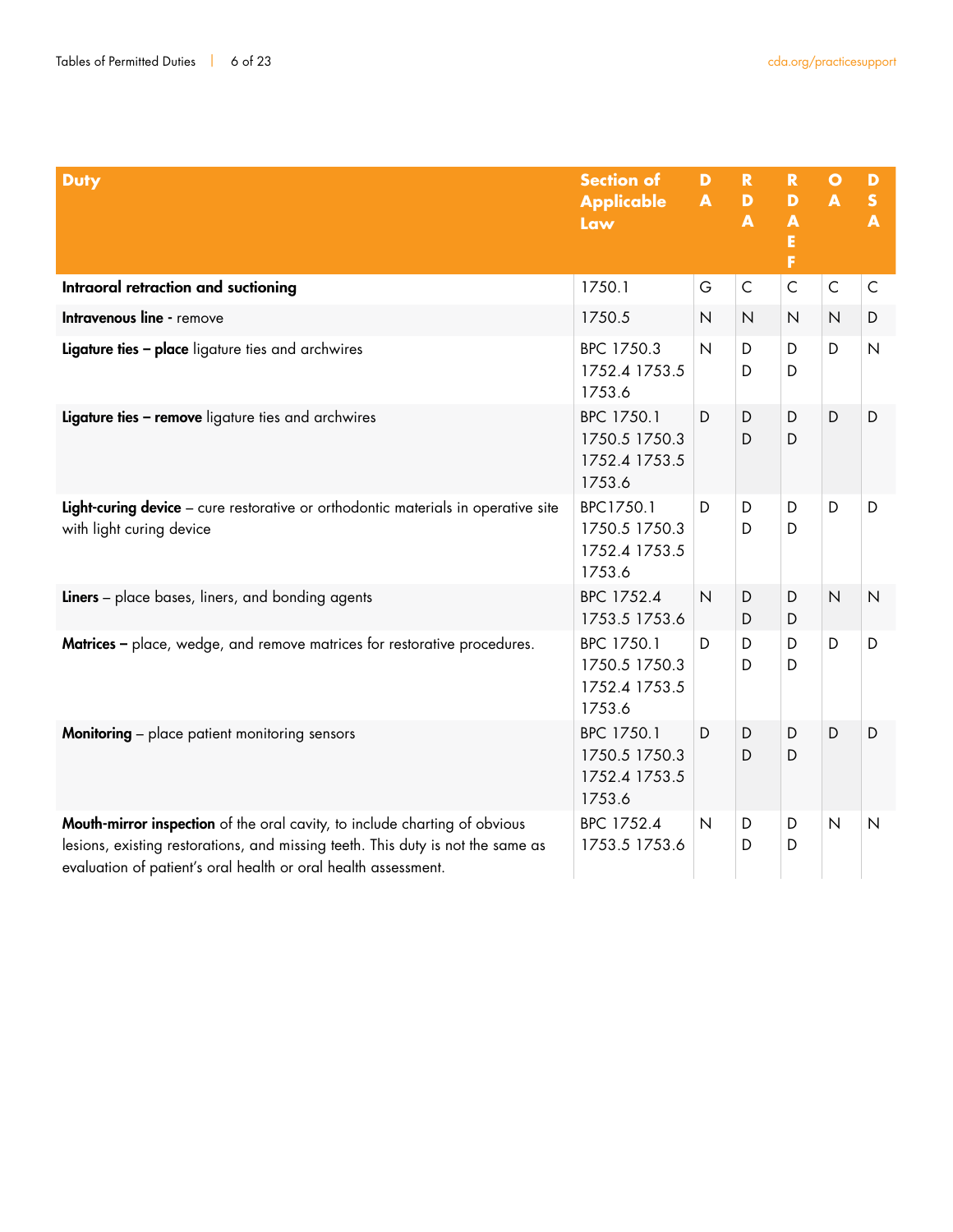| Duty | Section of Applicable Law | DA | RDA | RDAEF | OA | DSA |
|---|---|---|---|---|---|---|
| **Intraoral retraction and suctioning** | 1750.1 | G | C | C | C | C |
| **Intravenous line** - remove | 1750.5 | N | N | N | N | D |
| **Ligature ties – place** ligature ties and archwires | BPC 1750.3 1752.4 1753.5 1753.6 | N | D D | D D | D | N |
| **Ligature ties – remove** ligature ties and archwires | BPC 1750.1 1750.5 1750.3 1752.4 1753.5 1753.6 | D | D D | D D | D | D |
| **Light-curing device** – cure restorative or orthodontic materials in operative site with light curing device | BPC1750.1 1750.5 1750.3 1752.4 1753.5 1753.6 | D | D D | D D | D | D |
| **Liners** – place bases, liners, and bonding agents | BPC 1752.4 1753.5 1753.6 | N | D D | D D | N | N |
| **Matrices –** place, wedge, and remove matrices for restorative procedures. | BPC 1750.1 1750.5 1750.3 1752.4 1753.5 1753.6 | D | D D | D D | D | D |
| **Monitoring** – place patient monitoring sensors | BPC 1750.1 1750.5 1750.3 1752.4 1753.5 1753.6 | D | D D | D D | D | D |
| **Mouth-mirror inspection** of the oral cavity, to include charting of obvious lesions, existing restorations, and missing teeth. This duty is not the same as evaluation of patient's oral health or oral health assessment. | BPC 1752.4 1753.5 1753.6 | N | D D | D D | N | N |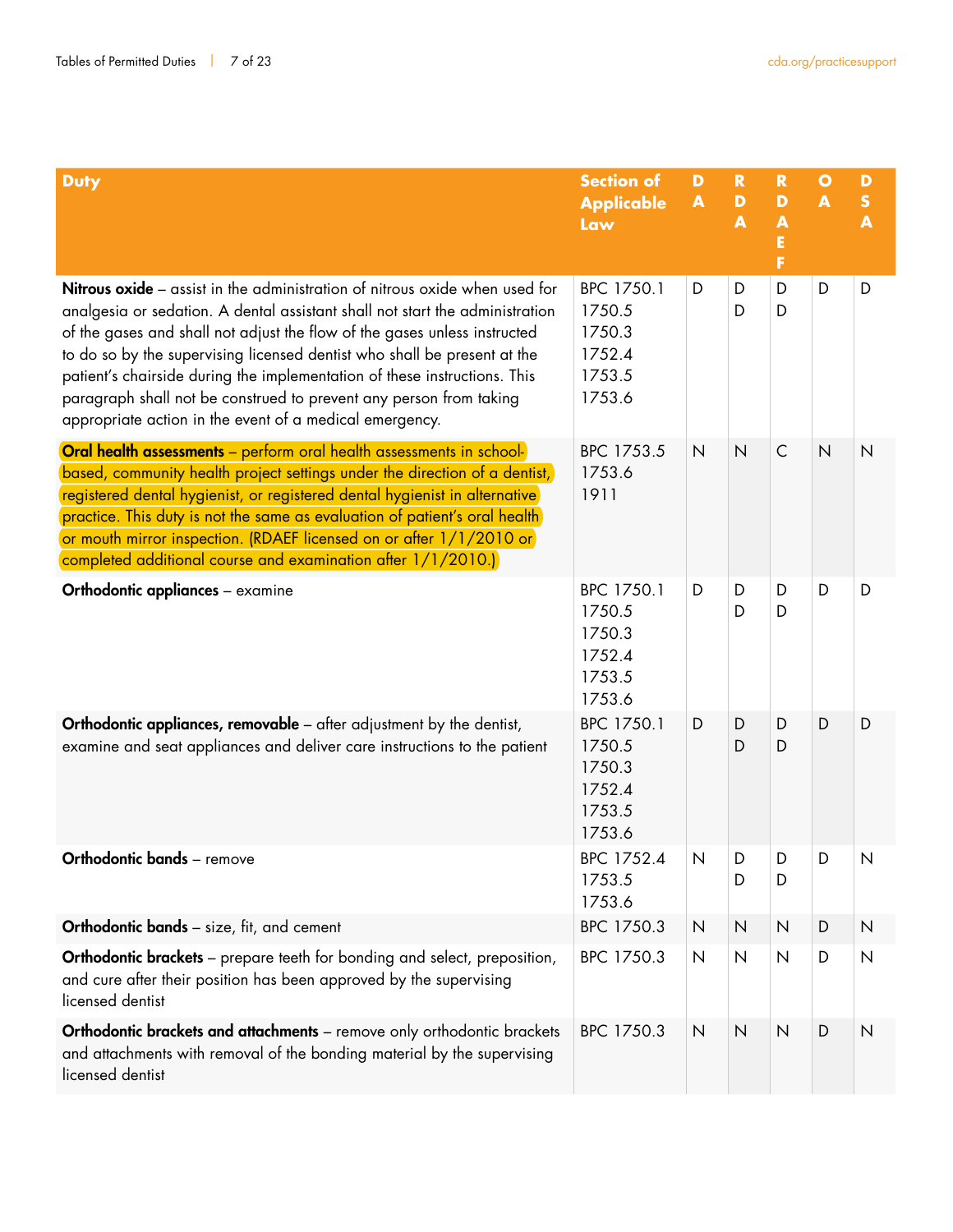| Duty | Section of Applicable Law | DA | RDA | RDAEF | OA | DSA |
|---|---|---|---|---|---|---|
| **Nitrous oxide** – assist in the administration of nitrous oxide when used for analgesia or sedation. A dental assistant shall not start the administration of the gases and shall not adjust the flow of the gases unless instructed to do so by the supervising licensed dentist who shall be present at the patient's chairside during the implementation of these instructions. This paragraph shall not be construed to prevent any person from taking appropriate action in the event of a medical emergency. | BPC 1750.1 1750.5 1750.3 1752.4 1753.5 1753.6 | D | D D | D D | D | D |
| **Oral health assessments** – perform oral health assessments in school-based, community health project settings under the direction of a dentist, registered dental hygienist, or registered dental hygienist in alternative practice. This duty is not the same as evaluation of patient's oral health or mouth mirror inspection. (RDAEF licensed on or after 1/1/2010 or completed additional course and examination after 1/1/2010.) | BPC 1753.5 1753.6 1911 | N | N | C | N | N |
| **Orthodontic appliances** – examine | BPC 1750.1 1750.5 1750.3 1752.4 1753.5 1753.6 | D | D D | D D | D | D |
| **Orthodontic appliances, removable** – after adjustment by the dentist, examine and seat appliances and deliver care instructions to the patient | BPC 1750.1 1750.5 1750.3 1752.4 1753.5 1753.6 | D | D D | D D | D | D |
| **Orthodontic bands** – remove | BPC 1752.4 1753.5 1753.6 | N | D D | D D | D | N |
| **Orthodontic bands** – size, fit, and cement | BPC 1750.3 | N | N | N | D | N |
| **Orthodontic brackets** – prepare teeth for bonding and select, preposition, and cure after their position has been approved by the supervising licensed dentist | BPC 1750.3 | N | N | N | D | N |
| **Orthodontic brackets and attachments** – remove only orthodontic brackets and attachments with removal of the bonding material by the supervising licensed dentist | BPC 1750.3 | N | N | N | D | N |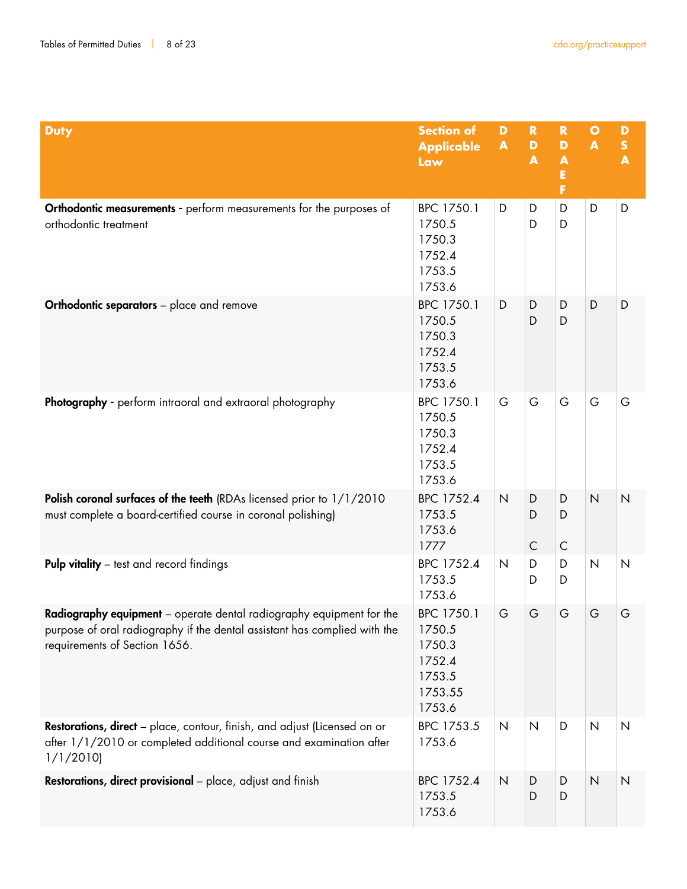| Duty | Section of Applicable Law | DA | RDA | RDAEF | OA | DSA |
|---|---|---|---|---|---|---|
| **Orthodontic measurements -** perform measurements for the purposes of orthodontic treatment | BPC 1750.1 1750.5 1750.3 1752.4 1753.5 1753.6 | D | D D | D D | D | D |
| **Orthodontic separators** – place and remove | BPC 1750.1 1750.5 1750.3 1752.4 1753.5 1753.6 | D | D D | D D | D | D |
| **Photography -** perform intraoral and extraoral photography | BPC 1750.1 1750.5 1750.3 1752.4 1753.5 1753.6 | G | G | G | G | G |
| **Polish coronal surfaces of the teeth** (RDAs licensed prior to 1/1/2010 must complete a board-certified course in coronal polishing) | BPC 1752.4 1753.5 1753.6 1777 | N | D D C | D D C | N | N |
| **Pulp vitality** – test and record findings | BPC 1752.4 1753.5 1753.6 | N | D D | D D | N | N |
| **Radiography equipment** – operate dental radiography equipment for the purpose of oral radiography if the dental assistant has complied with the requirements of Section 1656. | BPC 1750.1 1750.5 1750.3 1752.4 1753.5 1753.55 1753.6 | G | G | G | G | G |
| **Restorations, direct** – place, contour, finish, and adjust (Licensed on or after 1/1/2010 or completed additional course and examination after 1/1/2010) | BPC 1753.5 1753.6 | N | N | D | N | N |
| **Restorations, direct provisional** – place, adjust and finish | BPC 1752.4 1753.5 1753.6 | N | D D | D D | N | N |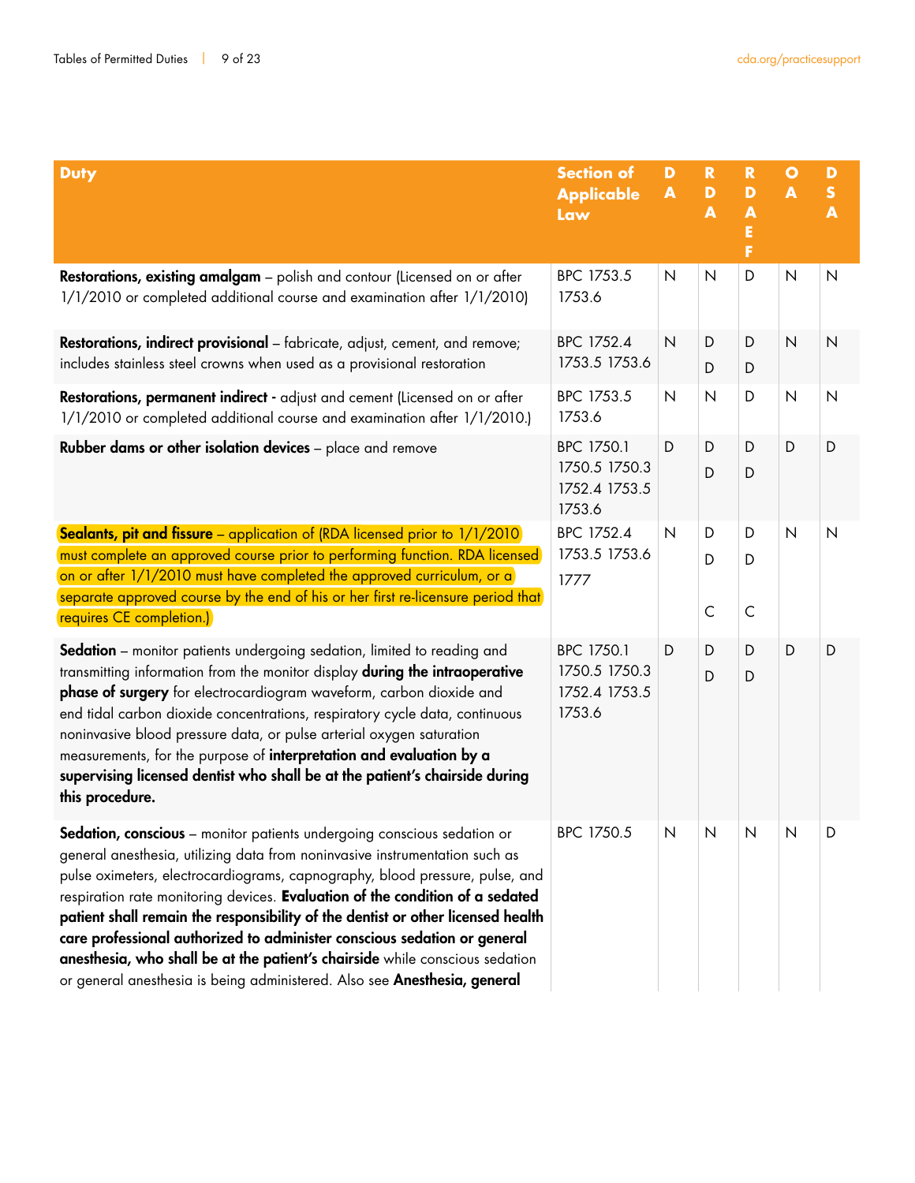| Duty | Section of Applicable Law | DA | RDA | RDAEF | OA | DSA |
|---|---|---|---|---|---|---|
| **Restorations, existing amalgam** – polish and contour (Licensed on or after 1/1/2010 or completed additional course and examination after 1/1/2010) | BPC 1753.5 1753.6 | N | N | D | N | N |
| **Restorations, indirect provisional** – fabricate, adjust, cement, and remove; includes stainless steel crowns when used as a provisional restoration | BPC 1752.4 1753.5 1753.6 | N | D D | D D | N | N |
| **Restorations, permanent indirect -** adjust and cement (Licensed on or after 1/1/2010 or completed additional course and examination after 1/1/2010.) | BPC 1753.5 1753.6 | N | N | D | N | N |
| **Rubber dams or other isolation devices** – place and remove | BPC 1750.1 1750.5 1750.3 1752.4 1753.5 1753.6 | D | D D | D D | D | D |
| **Sealants, pit and fissure** – application of (RDA licensed prior to 1/1/2010 must complete an approved course prior to performing function. RDA licensed on or after 1/1/2010 must have completed the approved curriculum, or a separate approved course by the end of his or her first re-licensure period that requires CE completion.) | BPC 1752.4 1753.5 1753.6 1777 | N | D D C | D D C | N | N |
| **Sedation** – monitor patients undergoing sedation, limited to reading and transmitting information from the monitor display **during the intraoperative phase of surgery** for electrocardiogram waveform, carbon dioxide and end tidal carbon dioxide concentrations, respiratory cycle data, continuous noninvasive blood pressure data, or pulse arterial oxygen saturation measurements, for the purpose of **interpretation and evaluation by a supervising licensed dentist who shall be at the patient's chairside during this procedure.** | BPC 1750.1 1750.5 1750.3 1752.4 1753.5 1753.6 | D | D D | D D | D | D |
| **Sedation, conscious** – monitor patients undergoing conscious sedation or general anesthesia, utilizing data from noninvasive instrumentation such as pulse oximeters, electrocardiograms, capnography, blood pressure, pulse, and respiration rate monitoring devices. **Evaluation of the condition of a sedated patient shall remain the responsibility of the dentist or other licensed health care professional authorized to administer conscious sedation or general anesthesia, who shall be at the patient's chairside** while conscious sedation or general anesthesia is being administered. Also see **Anesthesia, general** | BPC 1750.5 | N | N | N | N | D |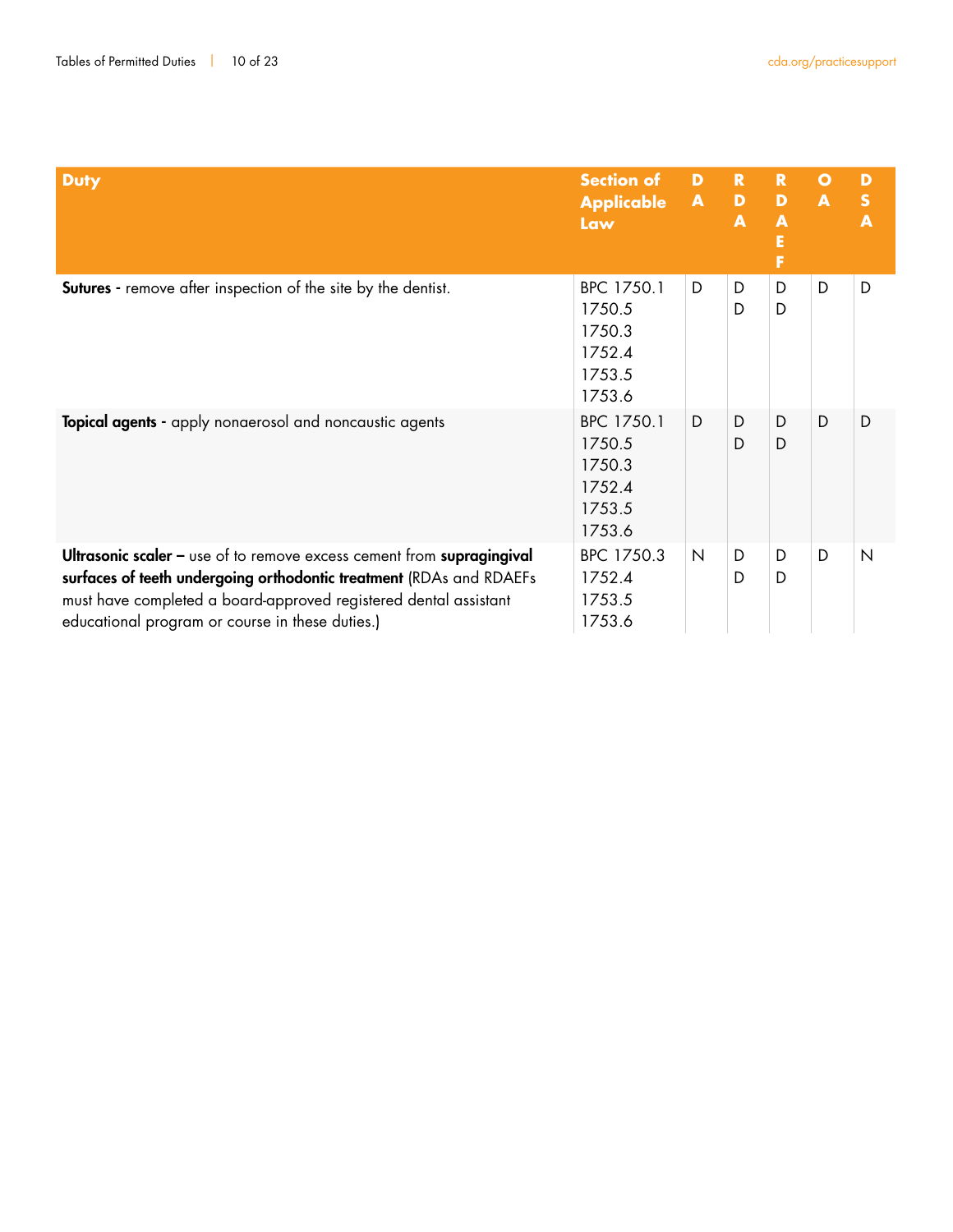| Duty | Section of Applicable Law | DA | RDA | RDAEF | OA | DSA |
|---|---|---|---|---|---|---|
| **Sutures -** remove after inspection of the site by the dentist. | BPC 1750.1<br>1750.5<br>1750.3<br>1752.4<br>1753.5<br>1753.6 | D | D<br>D | D<br>D | D | D |
| **Topical agents -** apply nonaerosol and noncaustic agents | BPC 1750.1<br>1750.5<br>1750.3<br>1752.4<br>1753.5<br>1753.6 | D | D<br>D | D<br>D | D | D |
| **Ultrasonic scaler –** use of to remove excess cement from **supragingival surfaces of teeth undergoing orthodontic treatment** (RDAs and RDAEFs must have completed a board-approved registered dental assistant educational program or course in these duties.) | BPC 1750.3<br>1752.4<br>1753.5<br>1753.6 | N | D<br>D | D<br>D | D | N |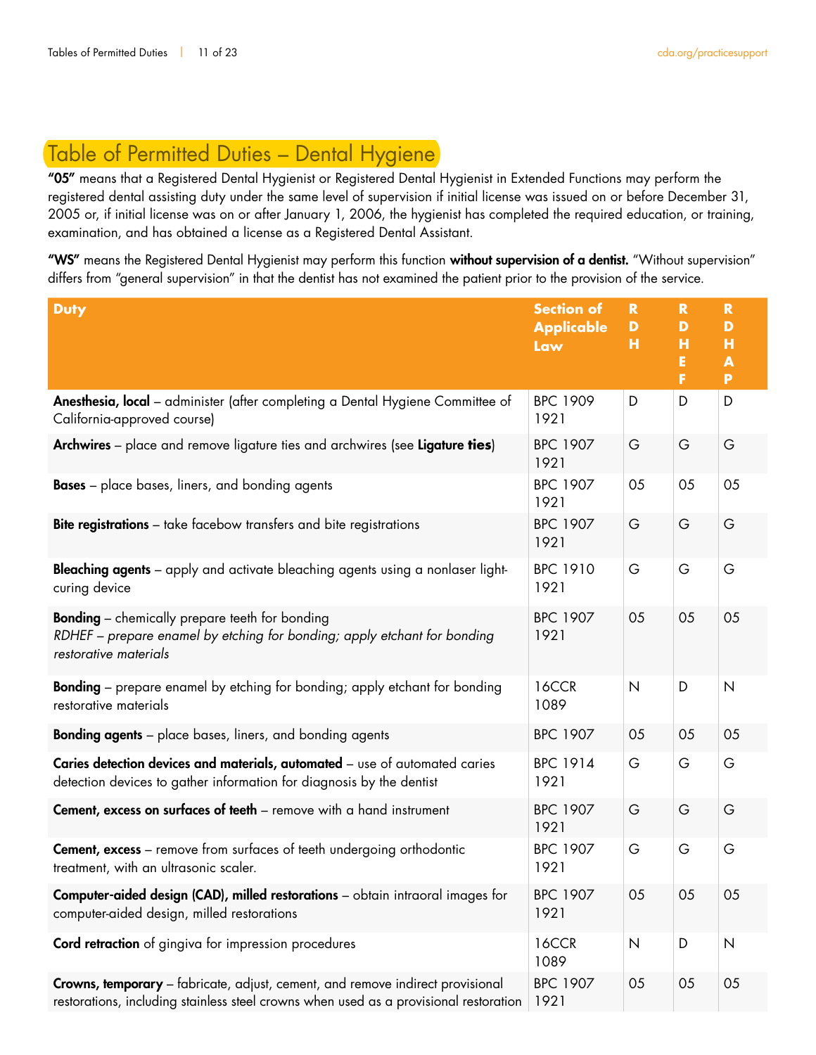## Table of Permitted Duties – Dental Hygiene

**"05"** means that a Registered Dental Hygienist or Registered Dental Hygienist in Extended Functions may perform the registered dental assisting duty under the same level of supervision if initial license was issued on or before December 31, 2005 or, if initial license was on or after January 1, 2006, the hygienist has completed the required education, or training, examination, and has obtained a license as a Registered Dental Assistant.

**"WS"** means the Registered Dental Hygienist may perform this function **without supervision of a dentist.** "Without supervision" differs from "general supervision" in that the dentist has not examined the patient prior to the provision of the service.

| Duty | Section of Applicable Law | RDH | RDHEF | RDHAP |
|---|---|---|---|---|
| **Anesthesia, local** – administer (after completing a Dental Hygiene Committee of California-approved course) | BPC 1909 1921 | D | D | D |
| **Archwires** – place and remove ligature ties and archwires (see **Ligature ties**) | BPC 1907 1921 | G | G | G |
| **Bases** – place bases, liners, and bonding agents | BPC 1907 1921 | 05 | 05 | 05 |
| **Bite registrations** – take facebow transfers and bite registrations | BPC 1907 1921 | G | G | G |
| **Bleaching agents** – apply and activate bleaching agents using a nonlaser light-curing device | BPC 1910 1921 | G | G | G |
| **Bonding** – chemically prepare teeth for bonding<br>*RDHEF – prepare enamel by etching for bonding; apply etchant for bonding restorative materials* | BPC 1907 1921 | 05 | 05 | 05 |
| **Bonding** – prepare enamel by etching for bonding; apply etchant for bonding restorative materials | 16CCR 1089 | N | D | N |
| **Bonding agents** – place bases, liners, and bonding agents | BPC 1907 | 05 | 05 | 05 |
| **Caries detection devices and materials, automated** – use of automated caries detection devices to gather information for diagnosis by the dentist | BPC 1914 1921 | G | G | G |
| **Cement, excess on surfaces of teeth** – remove with a hand instrument | BPC 1907 1921 | G | G | G |
| **Cement, excess** – remove from surfaces of teeth undergoing orthodontic treatment, with an ultrasonic scaler. | BPC 1907 1921 | G | G | G |
| **Computer-aided design (CAD), milled restorations** – obtain intraoral images for computer-aided design, milled restorations | BPC 1907 1921 | 05 | 05 | 05 |
| **Cord retraction** of gingiva for impression procedures | 16CCR 1089 | N | D | N |
| **Crowns, temporary** – fabricate, adjust, cement, and remove indirect provisional restorations, including stainless steel crowns when used as a provisional restoration | BPC 1907 1921 | 05 | 05 | 05 |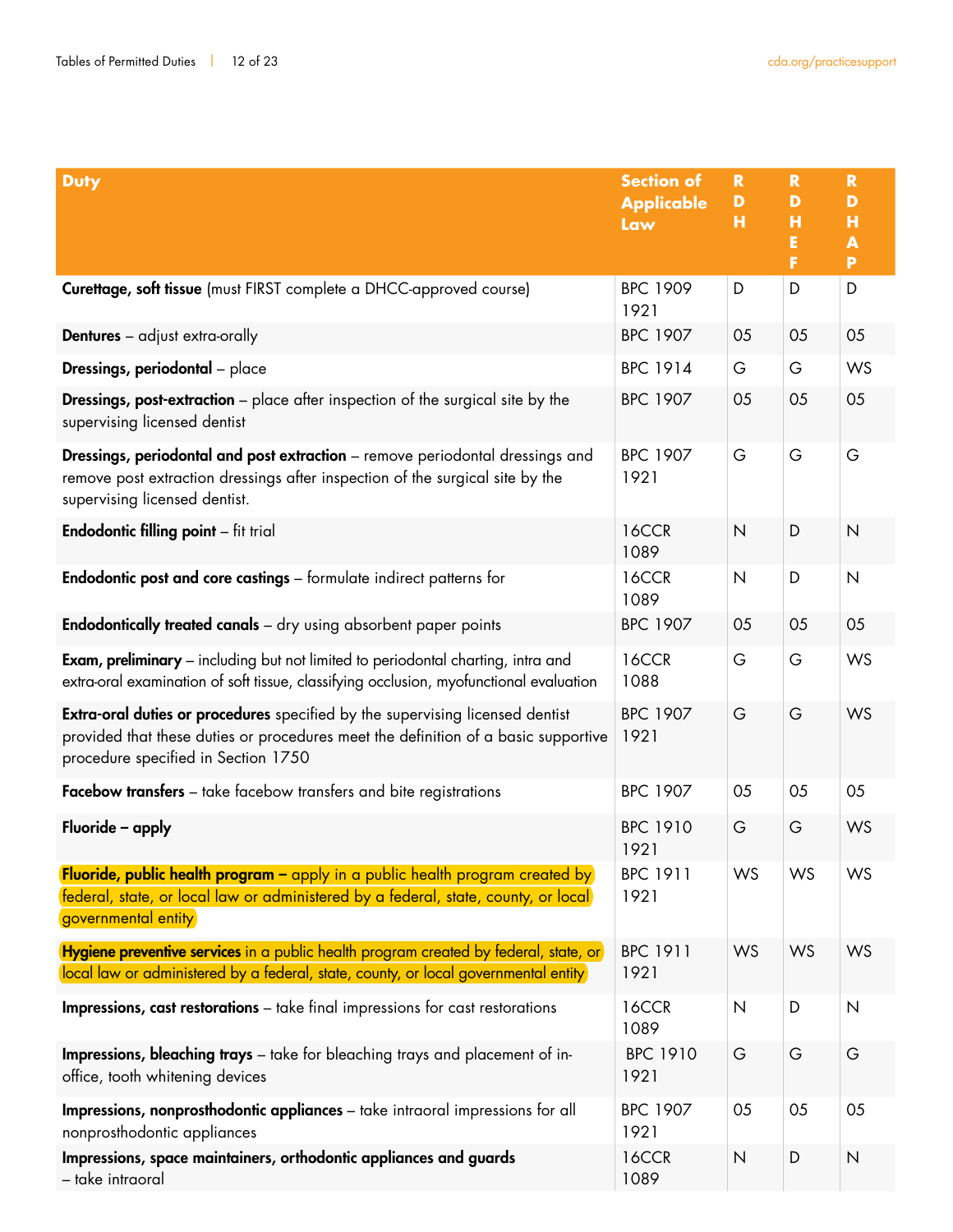| Duty | Section of Applicable Law | RDH | RDHEF | RDHAP |
|---|---|---|---|---|
| **Curettage, soft tissue** (must FIRST complete a DHCC-approved course) | BPC 1909 1921 | D | D | D |
| **Dentures** – adjust extra-orally | BPC 1907 | 05 | 05 | 05 |
| **Dressings, periodontal** – place | BPC 1914 | G | G | WS |
| **Dressings, post-extraction** – place after inspection of the surgical site by the supervising licensed dentist | BPC 1907 | 05 | 05 | 05 |
| **Dressings, periodontal and post extraction** – remove periodontal dressings and remove post extraction dressings after inspection of the surgical site by the supervising licensed dentist. | BPC 1907 1921 | G | G | G |
| **Endodontic filling point** – fit trial | 16CCR 1089 | N | D | N |
| **Endodontic post and core castings** – formulate indirect patterns for | 16CCR 1089 | N | D | N |
| **Endodontically treated canals** – dry using absorbent paper points | BPC 1907 | 05 | 05 | 05 |
| **Exam, preliminary** – including but not limited to periodontal charting, intra and extra-oral examination of soft tissue, classifying occlusion, myofunctional evaluation | 16CCR 1088 | G | G | WS |
| **Extra-oral duties or procedures** specified by the supervising licensed dentist provided that these duties or procedures meet the definition of a basic supportive procedure specified in Section 1750 | BPC 1907 1921 | G | G | WS |
| **Facebow transfers** – take facebow transfers and bite registrations | BPC 1907 | 05 | 05 | 05 |
| **Fluoride – apply** | BPC 1910 1921 | G | G | WS |
| **Fluoride, public health program –** apply in a public health program created by federal, state, or local law or administered by a federal, state, county, or local governmental entity | BPC 1911 1921 | WS | WS | WS |
| **Hygiene preventive services** in a public health program created by federal, state, or local law or administered by a federal, state, county, or local governmental entity | BPC 1911 1921 | WS | WS | WS |
| **Impressions, cast restorations** – take final impressions for cast restorations | 16CCR 1089 | N | D | N |
| **Impressions, bleaching trays** – take for bleaching trays and placement of in-office, tooth whitening devices | BPC 1910 1921 | G | G | G |
| **Impressions, nonprosthodontic appliances** – take intraoral impressions for all nonprosthodontic appliances | BPC 1907 1921 | 05 | 05 | 05 |
| **Impressions, space maintainers, orthodontic appliances and guards** – take intraoral | 16CCR 1089 | N | D | N |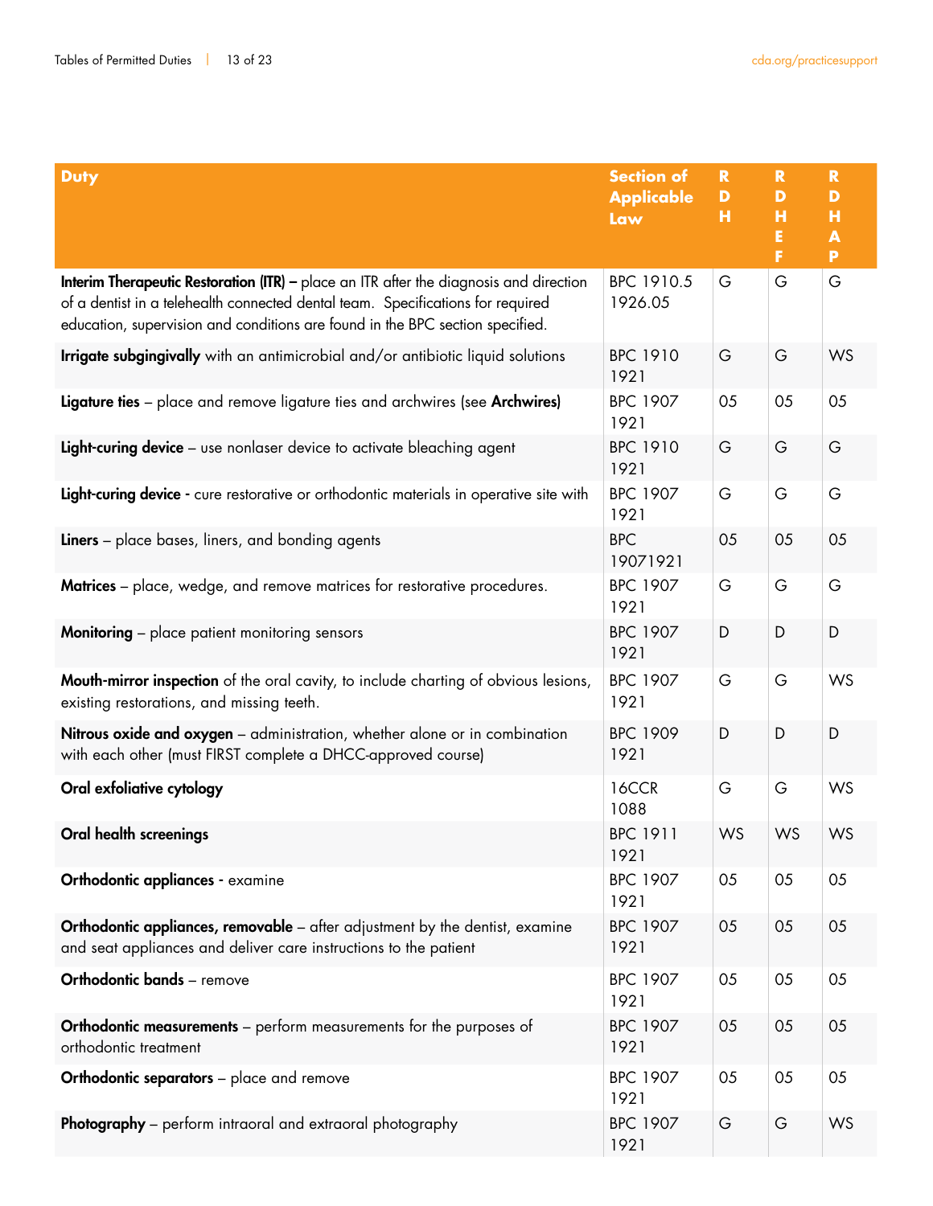| Duty | Section of Applicable Law | RDH | RDHEF | RDHAP |
|---|---|---|---|---|
| **Interim Therapeutic Restoration (ITR) –** place an ITR after the diagnosis and direction of a dentist in a telehealth connected dental team. Specifications for required education, supervision and conditions are found in the BPC section specified. | BPC 1910.5 1926.05 | G | G | G |
| **Irrigate subgingivally** with an antimicrobial and/or antibiotic liquid solutions | BPC 1910 1921 | G | G | WS |
| **Ligature ties** – place and remove ligature ties and archwires (see **Archwires**) | BPC 1907 1921 | 05 | 05 | 05 |
| **Light-curing device** – use nonlaser device to activate bleaching agent | BPC 1910 1921 | G | G | G |
| **Light-curing device -** cure restorative or orthodontic materials in operative site with | BPC 1907 1921 | G | G | G |
| **Liners** – place bases, liners, and bonding agents | BPC 19071921 | 05 | 05 | 05 |
| **Matrices** – place, wedge, and remove matrices for restorative procedures. | BPC 1907 1921 | G | G | G |
| **Monitoring** – place patient monitoring sensors | BPC 1907 1921 | D | D | D |
| **Mouth-mirror inspection** of the oral cavity, to include charting of obvious lesions, existing restorations, and missing teeth. | BPC 1907 1921 | G | G | WS |
| **Nitrous oxide and oxygen** – administration, whether alone or in combination with each other (must FIRST complete a DHCC-approved course) | BPC 1909 1921 | D | D | D |
| **Oral exfoliative cytology** | 16CCR 1088 | G | G | WS |
| **Oral health screenings** | BPC 1911 1921 | WS | WS | WS |
| **Orthodontic appliances -** examine | BPC 1907 1921 | 05 | 05 | 05 |
| **Orthodontic appliances, removable** – after adjustment by the dentist, examine and seat appliances and deliver care instructions to the patient | BPC 1907 1921 | 05 | 05 | 05 |
| **Orthodontic bands** – remove | BPC 1907 1921 | 05 | 05 | 05 |
| **Orthodontic measurements** – perform measurements for the purposes of orthodontic treatment | BPC 1907 1921 | 05 | 05 | 05 |
| **Orthodontic separators** – place and remove | BPC 1907 1921 | 05 | 05 | 05 |
| **Photography** – perform intraoral and extraoral photography | BPC 1907 1921 | G | G | WS |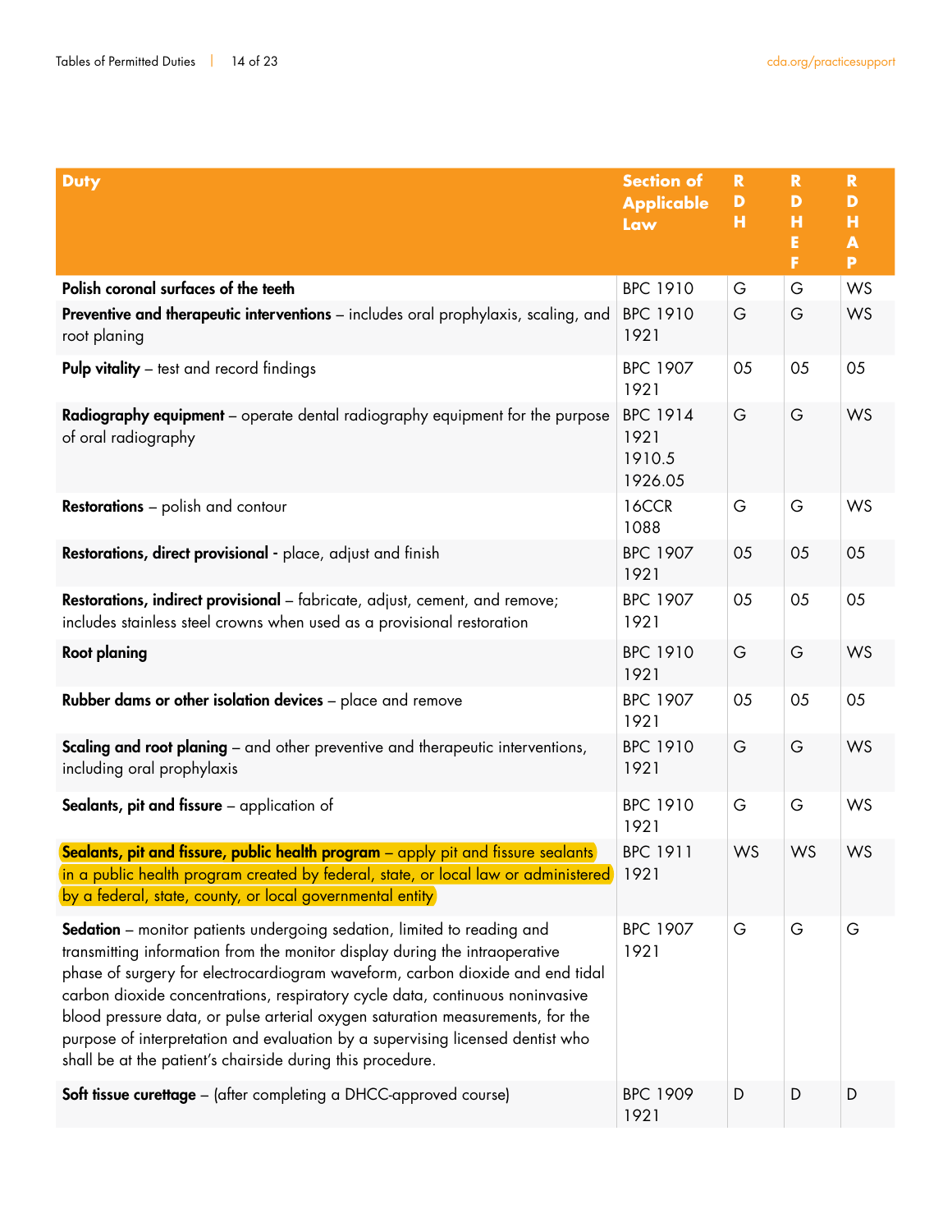| **Duty** | **Section of Applicable Law** | **RDH** | **RDHEF** | **RDHAP** |
|---|---|---|---|---|
| **Polish coronal surfaces of the teeth** | BPC 1910 | G | G | WS |
| **Preventive and therapeutic interventions** – includes oral prophylaxis, scaling, and root planing | BPC 1910 1921 | G | G | WS |
| **Pulp vitality** – test and record findings | BPC 1907 1921 | 05 | 05 | 05 |
| **Radiography equipment** – operate dental radiography equipment for the purpose of oral radiography | BPC 1914 1921 1910.5 1926.05 | G | G | WS |
| **Restorations** – polish and contour | 16CCR 1088 | G | G | WS |
| **Restorations, direct provisional** - place, adjust and finish | BPC 1907 1921 | 05 | 05 | 05 |
| **Restorations, indirect provisional** – fabricate, adjust, cement, and remove; includes stainless steel crowns when used as a provisional restoration | BPC 1907 1921 | 05 | 05 | 05 |
| **Root planing** | BPC 1910 1921 | G | G | WS |
| **Rubber dams or other isolation devices** – place and remove | BPC 1907 1921 | 05 | 05 | 05 |
| **Scaling and root planing** – and other preventive and therapeutic interventions, including oral prophylaxis | BPC 1910 1921 | G | G | WS |
| **Sealants, pit and fissure** – application of | BPC 1910 1921 | G | G | WS |
| **Sealants, pit and fissure, public health program** – apply pit and fissure sealants in a public health program created by federal, state, or local law or administered by a federal, state, county, or local governmental entity | BPC 1911 1921 | WS | WS | WS |
| **Sedation** – monitor patients undergoing sedation, limited to reading and transmitting information from the monitor display during the intraoperative phase of surgery for electrocardiogram waveform, carbon dioxide and end tidal carbon dioxide concentrations, respiratory cycle data, continuous noninvasive blood pressure data, or pulse arterial oxygen saturation measurements, for the purpose of interpretation and evaluation by a supervising licensed dentist who shall be at the patient's chairside during this procedure. | BPC 1907 1921 | G | G | G |
| **Soft tissue curettage** – (after completing a DHCC-approved course) | BPC 1909 1921 | D | D | D |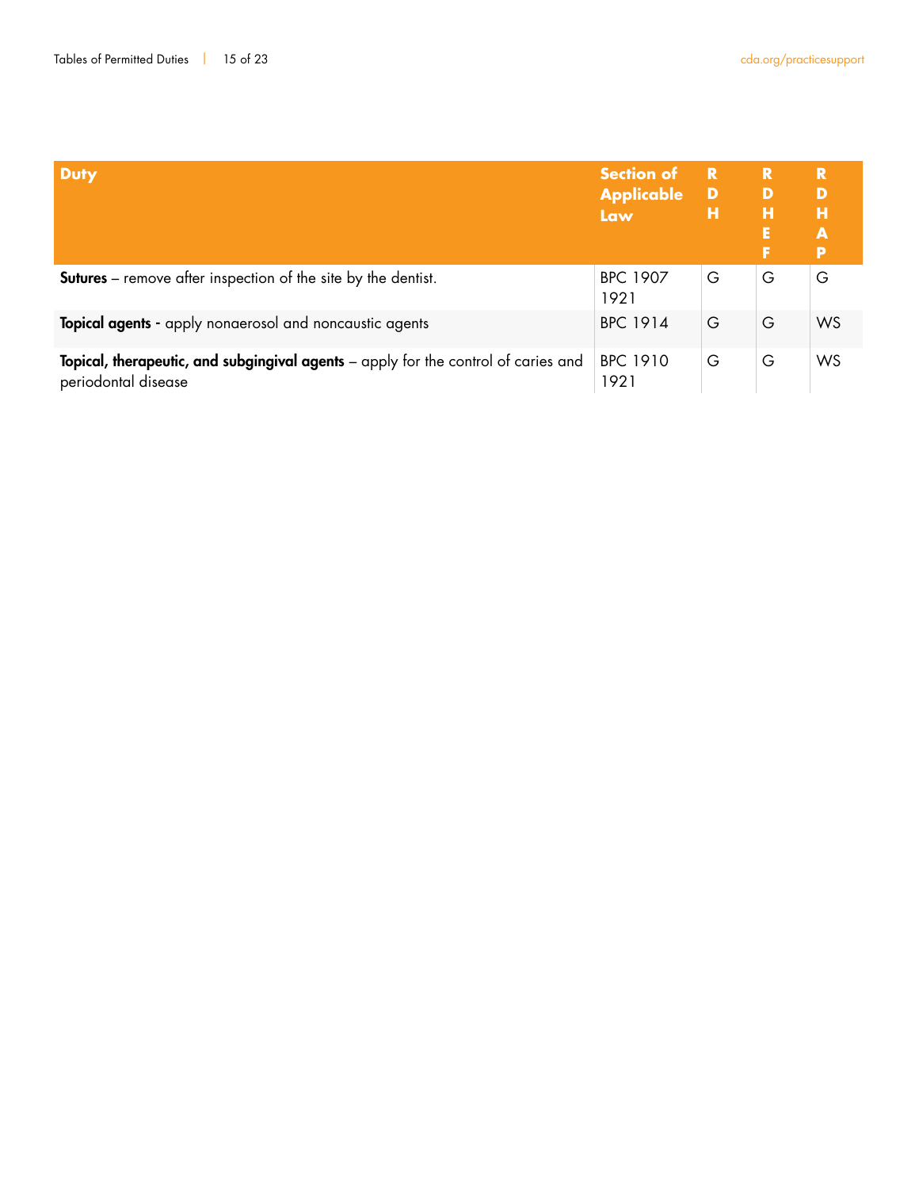| Duty | Section of Applicable Law | RDH | RDHEF | RDHAP |
| --- | --- | --- | --- | --- |
| **Sutures** – remove after inspection of the site by the dentist. | BPC 1907 1921 | G | G | G |
| **Topical agents -** apply nonaerosol and noncaustic agents | BPC 1914 | G | G | WS |
| **Topical, therapeutic, and subgingival agents** – apply for the control of caries and periodontal disease | BPC 1910 1921 | G | G | WS |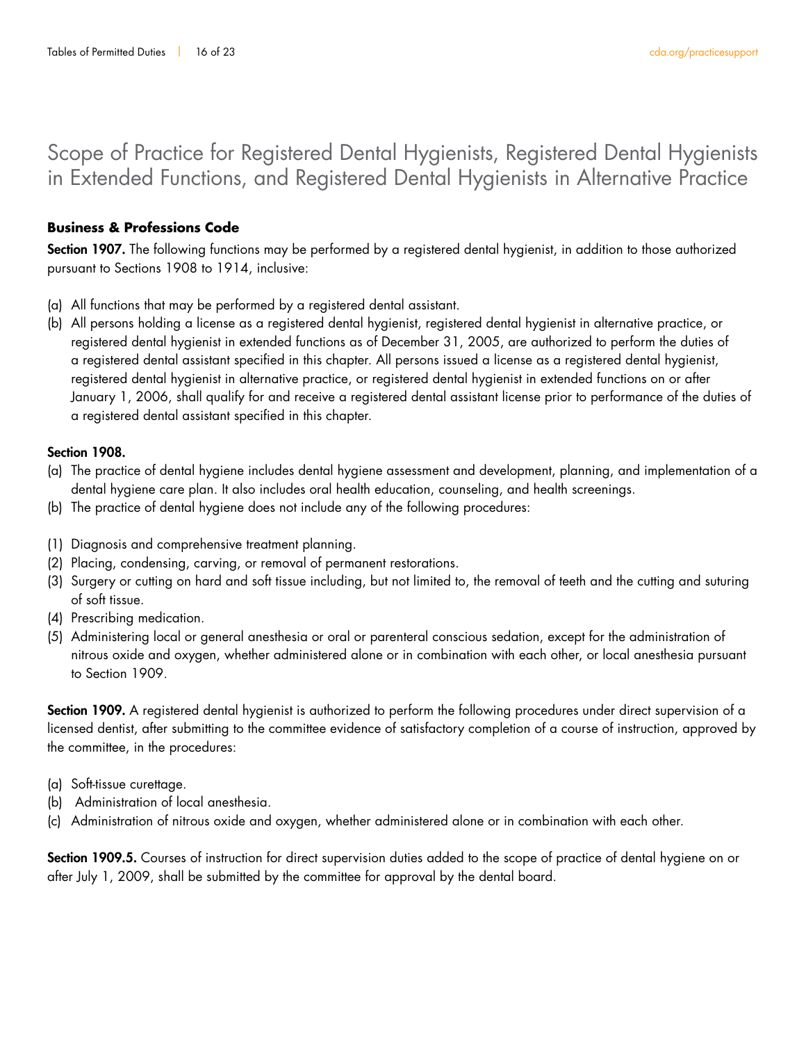# Scope of Practice for Registered Dental Hygienists, Registered Dental Hygienists in Extended Functions, and Registered Dental Hygienists in Alternative Practice

### Business & Professions Code

**Section 1907.** The following functions may be performed by a registered dental hygienist, in addition to those authorized pursuant to Sections 1908 to 1914, inclusive:

(a) All functions that may be performed by a registered dental assistant.
(b) All persons holding a license as a registered dental hygienist, registered dental hygienist in alternative practice, or registered dental hygienist in extended functions as of December 31, 2005, are authorized to perform the duties of a registered dental assistant specified in this chapter. All persons issued a license as a registered dental hygienist, registered dental hygienist in alternative practice, or registered dental hygienist in extended functions on or after January 1, 2006, shall qualify for and receive a registered dental assistant license prior to performance of the duties of a registered dental assistant specified in this chapter.

**Section 1908.**
(a) The practice of dental hygiene includes dental hygiene assessment and development, planning, and implementation of a dental hygiene care plan. It also includes oral health education, counseling, and health screenings.
(b) The practice of dental hygiene does not include any of the following procedures:

(1) Diagnosis and comprehensive treatment planning.
(2) Placing, condensing, carving, or removal of permanent restorations.
(3) Surgery or cutting on hard and soft tissue including, but not limited to, the removal of teeth and the cutting and suturing of soft tissue.
(4) Prescribing medication.
(5) Administering local or general anesthesia or oral or parenteral conscious sedation, except for the administration of nitrous oxide and oxygen, whether administered alone or in combination with each other, or local anesthesia pursuant to Section 1909.

**Section 1909.** A registered dental hygienist is authorized to perform the following procedures under direct supervision of a licensed dentist, after submitting to the committee evidence of satisfactory completion of a course of instruction, approved by the committee, in the procedures:

(a) Soft-tissue curettage.
(b) Administration of local anesthesia.
(c) Administration of nitrous oxide and oxygen, whether administered alone or in combination with each other.

**Section 1909.5.** Courses of instruction for direct supervision duties added to the scope of practice of dental hygiene on or after July 1, 2009, shall be submitted by the committee for approval by the dental board.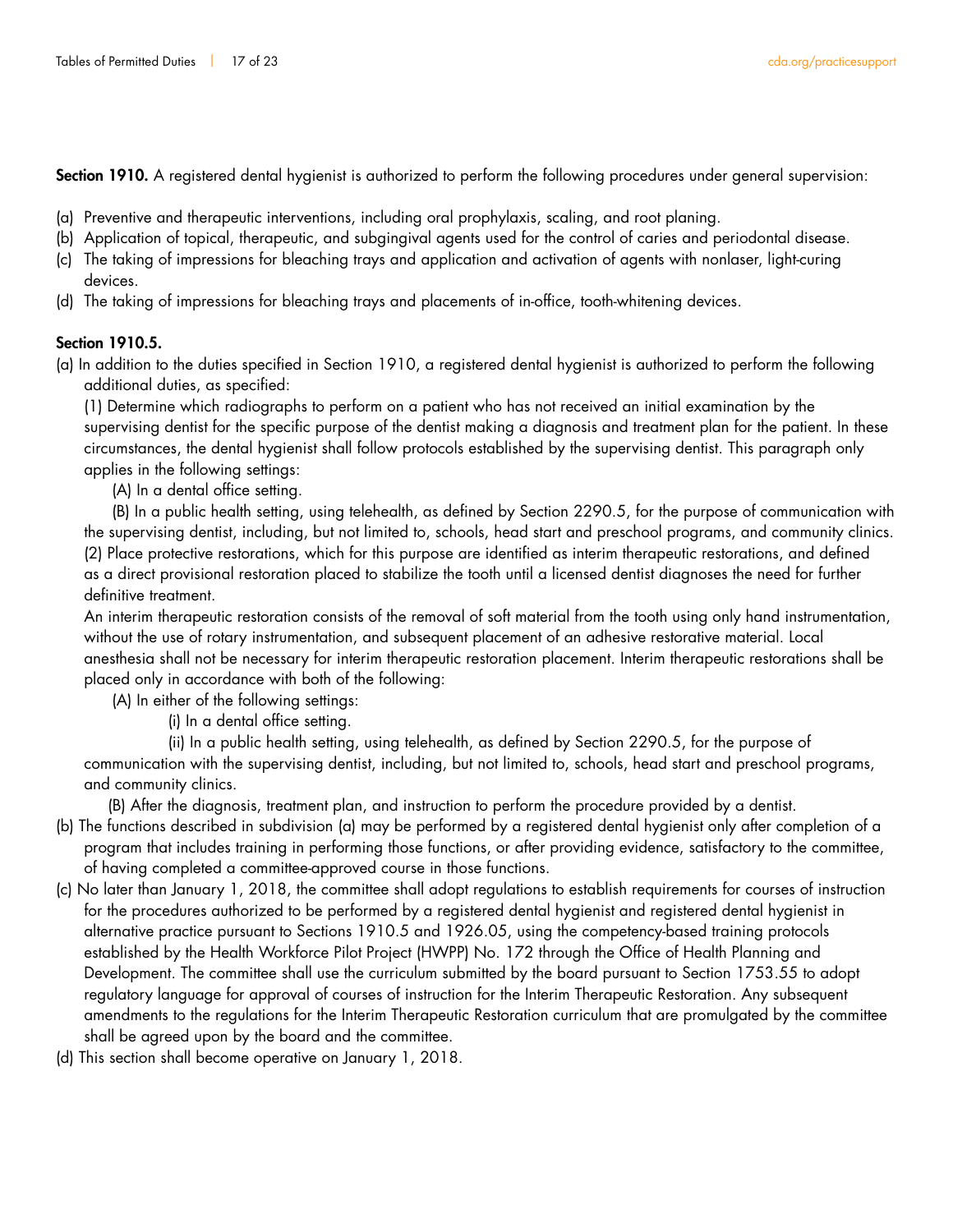**Section 1910.** A registered dental hygienist is authorized to perform the following procedures under general supervision:

(a) Preventive and therapeutic interventions, including oral prophylaxis, scaling, and root planing.
(b) Application of topical, therapeutic, and subgingival agents used for the control of caries and periodontal disease.
(c) The taking of impressions for bleaching trays and application and activation of agents with nonlaser, light-curing devices.
(d) The taking of impressions for bleaching trays and placements of in-office, tooth-whitening devices.

**Section 1910.5.**

(a) In addition to the duties specified in Section 1910, a registered dental hygienist is authorized to perform the following additional duties, as specified:

(1) Determine which radiographs to perform on a patient who has not received an initial examination by the supervising dentist for the specific purpose of the dentist making a diagnosis and treatment plan for the patient. In these circumstances, the dental hygienist shall follow protocols established by the supervising dentist. This paragraph only applies in the following settings:

(A) In a dental office setting.

(B) In a public health setting, using telehealth, as defined by Section 2290.5, for the purpose of communication with the supervising dentist, including, but not limited to, schools, head start and preschool programs, and community clinics.

(2) Place protective restorations, which for this purpose are identified as interim therapeutic restorations, and defined as a direct provisional restoration placed to stabilize the tooth until a licensed dentist diagnoses the need for further definitive treatment.

An interim therapeutic restoration consists of the removal of soft material from the tooth using only hand instrumentation, without the use of rotary instrumentation, and subsequent placement of an adhesive restorative material. Local anesthesia shall not be necessary for interim therapeutic restoration placement. Interim therapeutic restorations shall be placed only in accordance with both of the following:

(A) In either of the following settings:

(i) In a dental office setting.

(ii) In a public health setting, using telehealth, as defined by Section 2290.5, for the purpose of communication with the supervising dentist, including, but not limited to, schools, head start and preschool programs, and community clinics.

(B) After the diagnosis, treatment plan, and instruction to perform the procedure provided by a dentist.

(b) The functions described in subdivision (a) may be performed by a registered dental hygienist only after completion of a program that includes training in performing those functions, or after providing evidence, satisfactory to the committee, of having completed a committee-approved course in those functions.

(c) No later than January 1, 2018, the committee shall adopt regulations to establish requirements for courses of instruction for the procedures authorized to be performed by a registered dental hygienist and registered dental hygienist in alternative practice pursuant to Sections 1910.5 and 1926.05, using the competency-based training protocols established by the Health Workforce Pilot Project (HWPP) No. 172 through the Office of Health Planning and Development. The committee shall use the curriculum submitted by the board pursuant to Section 1753.55 to adopt regulatory language for approval of courses of instruction for the Interim Therapeutic Restoration. Any subsequent amendments to the regulations for the Interim Therapeutic Restoration curriculum that are promulgated by the committee shall be agreed upon by the board and the committee.

(d) This section shall become operative on January 1, 2018.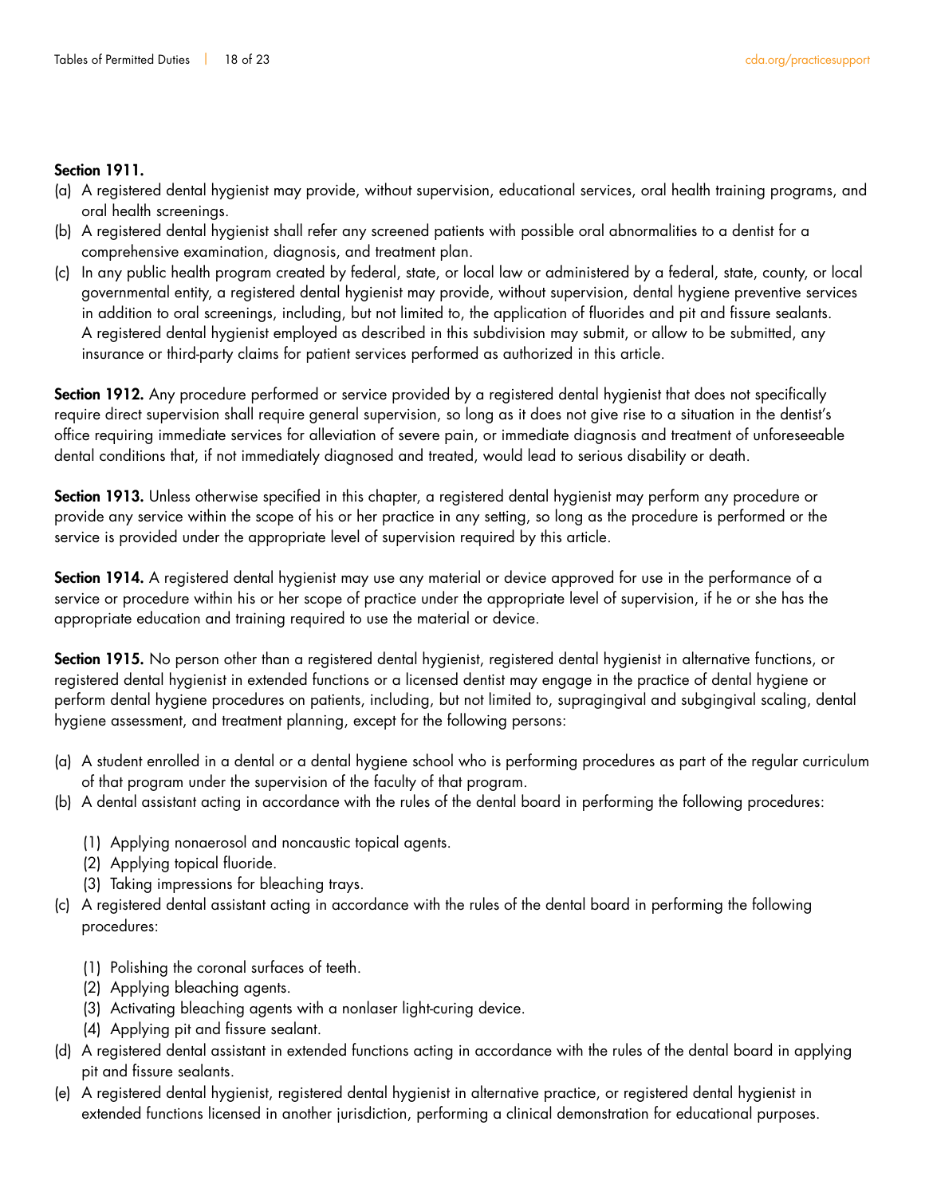**Section 1911.**

(a) A registered dental hygienist may provide, without supervision, educational services, oral health training programs, and oral health screenings.

(b) A registered dental hygienist shall refer any screened patients with possible oral abnormalities to a dentist for a comprehensive examination, diagnosis, and treatment plan.

(c) In any public health program created by federal, state, or local law or administered by a federal, state, county, or local governmental entity, a registered dental hygienist may provide, without supervision, dental hygiene preventive services in addition to oral screenings, including, but not limited to, the application of fluorides and pit and fissure sealants. A registered dental hygienist employed as described in this subdivision may submit, or allow to be submitted, any insurance or third-party claims for patient services performed as authorized in this article.

**Section 1912.** Any procedure performed or service provided by a registered dental hygienist that does not specifically require direct supervision shall require general supervision, so long as it does not give rise to a situation in the dentist's office requiring immediate services for alleviation of severe pain, or immediate diagnosis and treatment of unforeseeable dental conditions that, if not immediately diagnosed and treated, would lead to serious disability or death.

**Section 1913.** Unless otherwise specified in this chapter, a registered dental hygienist may perform any procedure or provide any service within the scope of his or her practice in any setting, so long as the procedure is performed or the service is provided under the appropriate level of supervision required by this article.

**Section 1914.** A registered dental hygienist may use any material or device approved for use in the performance of a service or procedure within his or her scope of practice under the appropriate level of supervision, if he or she has the appropriate education and training required to use the material or device.

**Section 1915.** No person other than a registered dental hygienist, registered dental hygienist in alternative functions, or registered dental hygienist in extended functions or a licensed dentist may engage in the practice of dental hygiene or perform dental hygiene procedures on patients, including, but not limited to, supragingival and subgingival scaling, dental hygiene assessment, and treatment planning, except for the following persons:

(a) A student enrolled in a dental or a dental hygiene school who is performing procedures as part of the regular curriculum of that program under the supervision of the faculty of that program.

(b) A dental assistant acting in accordance with the rules of the dental board in performing the following procedures:

   (1) Applying nonaerosol and noncaustic topical agents.
   (2) Applying topical fluoride.
   (3) Taking impressions for bleaching trays.

(c) A registered dental assistant acting in accordance with the rules of the dental board in performing the following procedures:

   (1) Polishing the coronal surfaces of teeth.
   (2) Applying bleaching agents.
   (3) Activating bleaching agents with a nonlaser light-curing device.
   (4) Applying pit and fissure sealant.

(d) A registered dental assistant in extended functions acting in accordance with the rules of the dental board in applying pit and fissure sealants.

(e) A registered dental hygienist, registered dental hygienist in alternative practice, or registered dental hygienist in extended functions licensed in another jurisdiction, performing a clinical demonstration for educational purposes.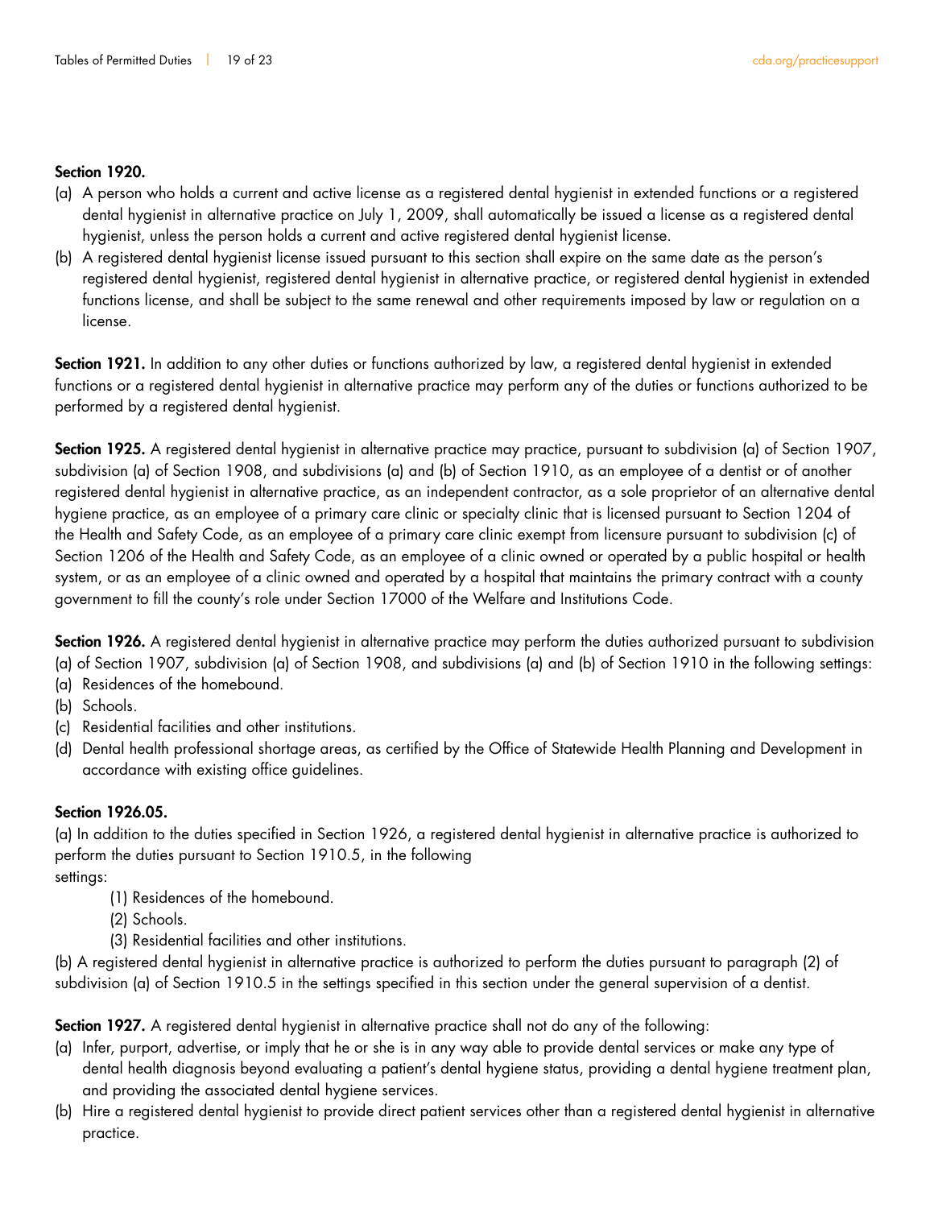**Section 1920.**

(a) A person who holds a current and active license as a registered dental hygienist in extended functions or a registered dental hygienist in alternative practice on July 1, 2009, shall automatically be issued a license as a registered dental hygienist, unless the person holds a current and active registered dental hygienist license.

(b) A registered dental hygienist license issued pursuant to this section shall expire on the same date as the person's registered dental hygienist, registered dental hygienist in alternative practice, or registered dental hygienist in extended functions license, and shall be subject to the same renewal and other requirements imposed by law or regulation on a license.

**Section 1921.** In addition to any other duties or functions authorized by law, a registered dental hygienist in extended functions or a registered dental hygienist in alternative practice may perform any of the duties or functions authorized to be performed by a registered dental hygienist.

**Section 1925.** A registered dental hygienist in alternative practice may practice, pursuant to subdivision (a) of Section 1907, subdivision (a) of Section 1908, and subdivisions (a) and (b) of Section 1910, as an employee of a dentist or of another registered dental hygienist in alternative practice, as an independent contractor, as a sole proprietor of an alternative dental hygiene practice, as an employee of a primary care clinic or specialty clinic that is licensed pursuant to Section 1204 of the Health and Safety Code, as an employee of a primary care clinic exempt from licensure pursuant to subdivision (c) of Section 1206 of the Health and Safety Code, as an employee of a clinic owned or operated by a public hospital or health system, or as an employee of a clinic owned and operated by a hospital that maintains the primary contract with a county government to fill the county's role under Section 17000 of the Welfare and Institutions Code.

**Section 1926.** A registered dental hygienist in alternative practice may perform the duties authorized pursuant to subdivision (a) of Section 1907, subdivision (a) of Section 1908, and subdivisions (a) and (b) of Section 1910 in the following settings:

(a) Residences of the homebound.

(b) Schools.

(c) Residential facilities and other institutions.

(d) Dental health professional shortage areas, as certified by the Office of Statewide Health Planning and Development in accordance with existing office guidelines.

**Section 1926.05.**

(a) In addition to the duties specified in Section 1926, a registered dental hygienist in alternative practice is authorized to perform the duties pursuant to Section 1910.5, in the following settings:

(1) Residences of the homebound.

(2) Schools.

(3) Residential facilities and other institutions.

(b) A registered dental hygienist in alternative practice is authorized to perform the duties pursuant to paragraph (2) of subdivision (a) of Section 1910.5 in the settings specified in this section under the general supervision of a dentist.

**Section 1927.** A registered dental hygienist in alternative practice shall not do any of the following:

(a) Infer, purport, advertise, or imply that he or she is in any way able to provide dental services or make any type of dental health diagnosis beyond evaluating a patient's dental hygiene status, providing a dental hygiene treatment plan, and providing the associated dental hygiene services.

(b) Hire a registered dental hygienist to provide direct patient services other than a registered dental hygienist in alternative practice.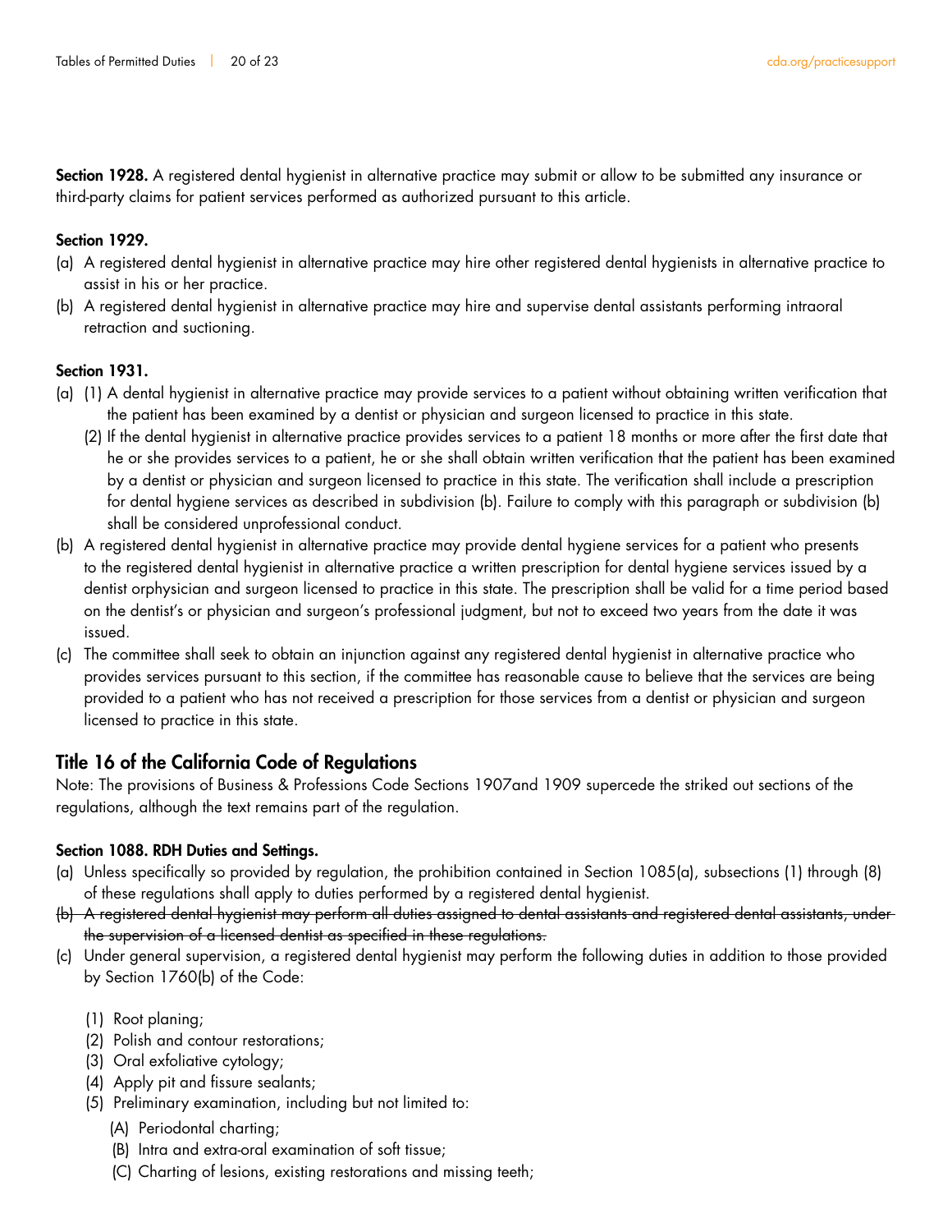**Section 1928.** A registered dental hygienist in alternative practice may submit or allow to be submitted any insurance or third-party claims for patient services performed as authorized pursuant to this article.

**Section 1929.**

(a) A registered dental hygienist in alternative practice may hire other registered dental hygienists in alternative practice to assist in his or her practice.

(b) A registered dental hygienist in alternative practice may hire and supervise dental assistants performing intraoral retraction and suctioning.

**Section 1931.**

(a) (1) A dental hygienist in alternative practice may provide services to a patient without obtaining written verification that the patient has been examined by a dentist or physician and surgeon licensed to practice in this state.

(2) If the dental hygienist in alternative practice provides services to a patient 18 months or more after the first date that he or she provides services to a patient, he or she shall obtain written verification that the patient has been examined by a dentist or physician and surgeon licensed to practice in this state. The verification shall include a prescription for dental hygiene services as described in subdivision (b). Failure to comply with this paragraph or subdivision (b) shall be considered unprofessional conduct.

(b) A registered dental hygienist in alternative practice may provide dental hygiene services for a patient who presents to the registered dental hygienist in alternative practice a written prescription for dental hygiene services issued by a dentist orphysician and surgeon licensed to practice in this state. The prescription shall be valid for a time period based on the dentist's or physician and surgeon's professional judgment, but not to exceed two years from the date it was issued.

(c) The committee shall seek to obtain an injunction against any registered dental hygienist in alternative practice who provides services pursuant to this section, if the committee has reasonable cause to believe that the services are being provided to a patient who has not received a prescription for those services from a dentist or physician and surgeon licensed to practice in this state.

## Title 16 of the California Code of Regulations

Note: The provisions of Business & Professions Code Sections 1907and 1909 supercede the striked out sections of the regulations, although the text remains part of the regulation.

**Section 1088. RDH Duties and Settings.**

(a) Unless specifically so provided by regulation, the prohibition contained in Section 1085(a), subsections (1) through (8) of these regulations shall apply to duties performed by a registered dental hygienist.

~~(b) A registered dental hygienist may perform all duties assigned to dental assistants and registered dental assistants, under the supervision of a licensed dentist as specified in these regulations.~~

(c) Under general supervision, a registered dental hygienist may perform the following duties in addition to those provided by Section 1760(b) of the Code:

(1) Root planing;

(2) Polish and contour restorations;

(3) Oral exfoliative cytology;

(4) Apply pit and fissure sealants;

(5) Preliminary examination, including but not limited to:

(A) Periodontal charting;

(B) Intra and extra-oral examination of soft tissue;

(C) Charting of lesions, existing restorations and missing teeth;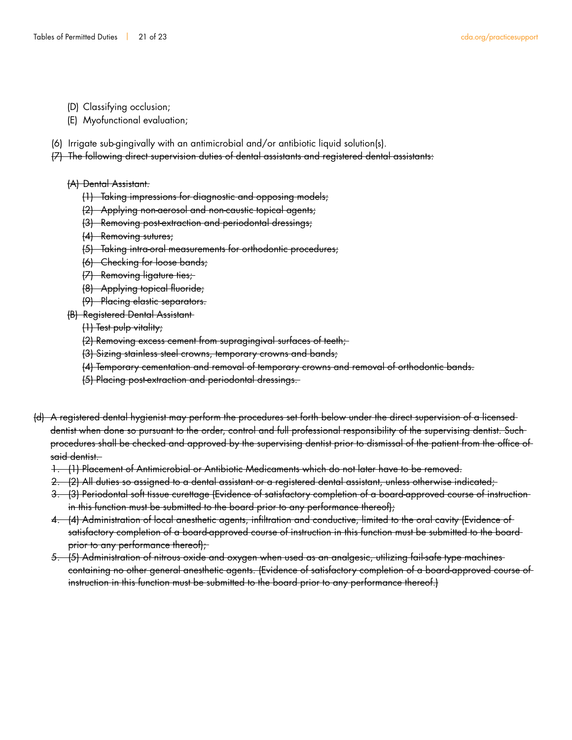(D) Classifying occlusion;

(E) Myofunctional evaluation;

(6) Irrigate sub-gingivally with an antimicrobial and/or antibiotic liquid solution(s).

~~(7) The following direct supervision duties of dental assistants and registered dental assistants:~~

~~(A) Dental Assistant.~~

~~(1) Taking impressions for diagnostic and opposing models;~~

~~(2) Applying non-aerosol and non-caustic topical agents;~~

~~(3) Removing post-extraction and periodontal dressings;~~

~~(4) Removing sutures;~~

~~(5) Taking intra-oral measurements for orthodontic procedures;~~

~~(6) Checking for loose bands;~~

~~(7) Removing ligature ties;~~

~~(8) Applying topical fluoride;~~

~~(9) Placing elastic separators.~~

~~(B) Registered Dental Assistant~~

~~(1) Test pulp vitality;~~

~~(2) Removing excess cement from supragingival surfaces of teeth;~~

~~(3) Sizing stainless steel crowns, temporary crowns and bands;~~

~~(4) Temporary cementation and removal of temporary crowns and removal of orthodontic bands.~~

~~(5) Placing post-extraction and periodontal dressings.~~

~~(d) A registered dental hygienist may perform the procedures set forth below under the direct supervision of a licensed dentist when done so pursuant to the order, control and full professional responsibility of the supervising dentist. Such procedures shall be checked and approved by the supervising dentist prior to dismissal of the patient from the office of said dentist.~~

1. ~~(1) Placement of Antimicrobial or Antibiotic Medicaments which do not later have to be removed.~~
2. ~~(2) All duties so assigned to a dental assistant or a registered dental assistant, unless otherwise indicated;~~
3. ~~(3) Periodontal soft tissue curettage (Evidence of satisfactory completion of a board-approved course of instruction in this function must be submitted to the board prior to any performance thereof);~~
4. ~~(4) Administration of local anesthetic agents, infiltration and conductive, limited to the oral cavity (Evidence of satisfactory completion of a board-approved course of instruction in this function must be submitted to the board prior to any performance thereof);~~
5. ~~(5) Administration of nitrous oxide and oxygen when used as an analgesic, utilizing fail-safe type machines containing no other general anesthetic agents. (Evidence of satisfactory completion of a board-approved course of instruction in this function must be submitted to the board prior to any performance thereof.)~~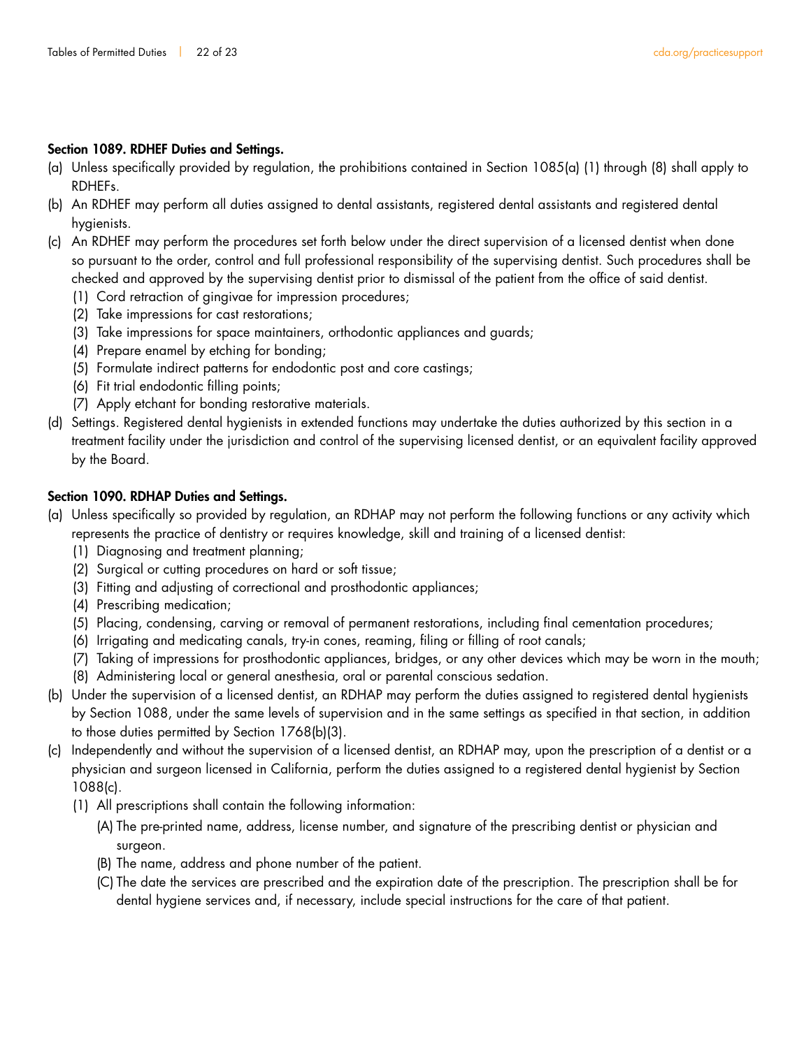**Section 1089. RDHEF Duties and Settings.**

(a) Unless specifically provided by regulation, the prohibitions contained in Section 1085(a) (1) through (8) shall apply to RDHEFs.

(b) An RDHEF may perform all duties assigned to dental assistants, registered dental assistants and registered dental hygienists.

(c) An RDHEF may perform the procedures set forth below under the direct supervision of a licensed dentist when done so pursuant to the order, control and full professional responsibility of the supervising dentist. Such procedures shall be checked and approved by the supervising dentist prior to dismissal of the patient from the office of said dentist.

 (1) Cord retraction of gingivae for impression procedures;
 (2) Take impressions for cast restorations;
 (3) Take impressions for space maintainers, orthodontic appliances and guards;
 (4) Prepare enamel by etching for bonding;
 (5) Formulate indirect patterns for endodontic post and core castings;
 (6) Fit trial endodontic filling points;
 (7) Apply etchant for bonding restorative materials.

(d) Settings. Registered dental hygienists in extended functions may undertake the duties authorized by this section in a treatment facility under the jurisdiction and control of the supervising licensed dentist, or an equivalent facility approved by the Board.

**Section 1090. RDHAP Duties and Settings.**

(a) Unless specifically so provided by regulation, an RDHAP may not perform the following functions or any activity which represents the practice of dentistry or requires knowledge, skill and training of a licensed dentist:

 (1) Diagnosing and treatment planning;
 (2) Surgical or cutting procedures on hard or soft tissue;
 (3) Fitting and adjusting of correctional and prosthodontic appliances;
 (4) Prescribing medication;
 (5) Placing, condensing, carving or removal of permanent restorations, including final cementation procedures;
 (6) Irrigating and medicating canals, try-in cones, reaming, filing or filling of root canals;
 (7) Taking of impressions for prosthodontic appliances, bridges, or any other devices which may be worn in the mouth;
 (8) Administering local or general anesthesia, oral or parental conscious sedation.

(b) Under the supervision of a licensed dentist, an RDHAP may perform the duties assigned to registered dental hygienists by Section 1088, under the same levels of supervision and in the same settings as specified in that section, in addition to those duties permitted by Section 1768(b)(3).

(c) Independently and without the supervision of a licensed dentist, an RDHAP may, upon the prescription of a dentist or a physician and surgeon licensed in California, perform the duties assigned to a registered dental hygienist by Section 1088(c).

 (1) All prescriptions shall contain the following information:

  (A) The pre-printed name, address, license number, and signature of the prescribing dentist or physician and surgeon.
  (B) The name, address and phone number of the patient.
  (C) The date the services are prescribed and the expiration date of the prescription. The prescription shall be for dental hygiene services and, if necessary, include special instructions for the care of that patient.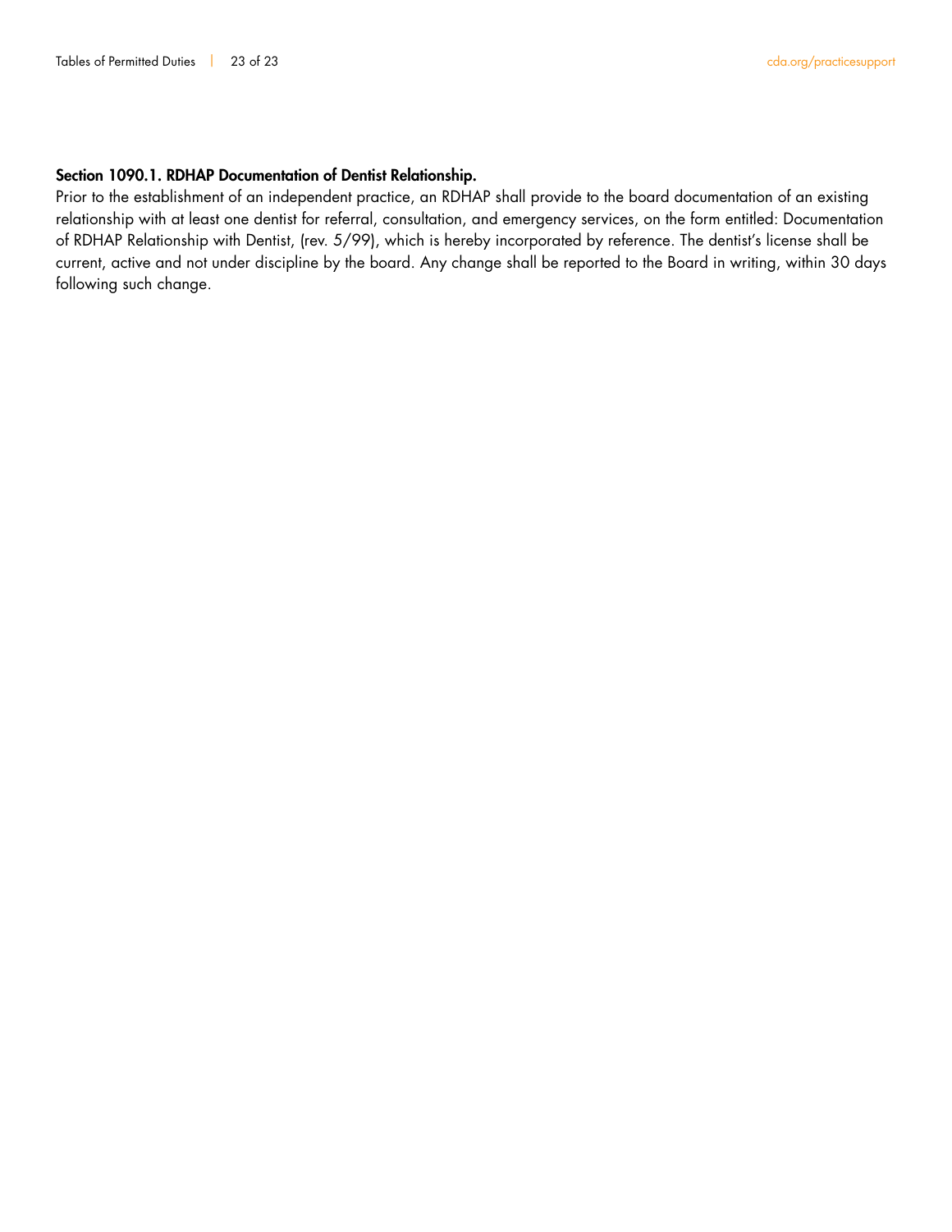**Section 1090.1. RDHAP Documentation of Dentist Relationship.**

Prior to the establishment of an independent practice, an RDHAP shall provide to the board documentation of an existing relationship with at least one dentist for referral, consultation, and emergency services, on the form entitled: Documentation of RDHAP Relationship with Dentist, (rev. 5/99), which is hereby incorporated by reference. The dentist's license shall be current, active and not under discipline by the board. Any change shall be reported to the Board in writing, within 30 days following such change.